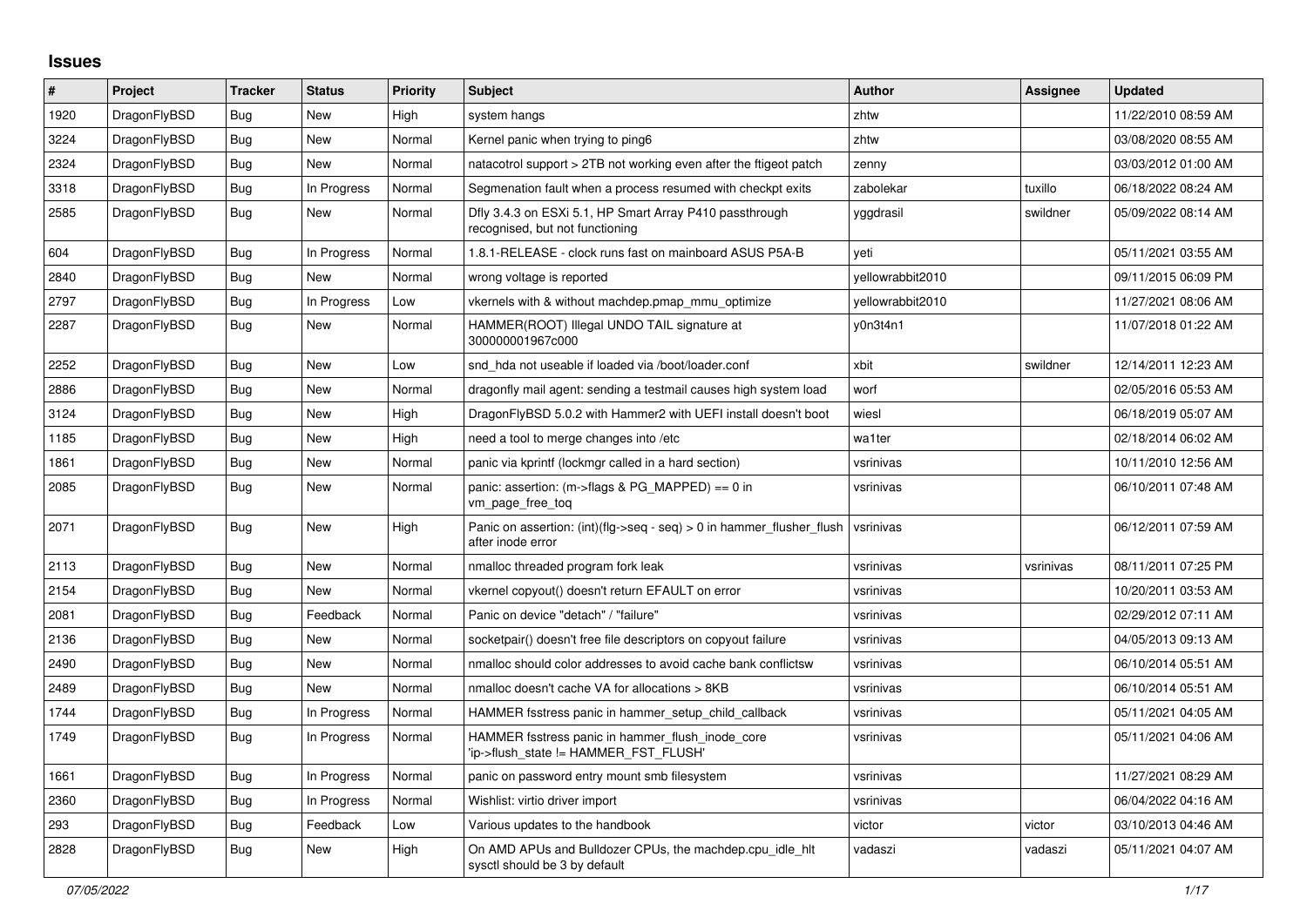# Issues

| # | Project | Tracker | Status | Priority | Subject | Author | Assignee | Updated |
|---|---|---|---|---|---|---|---|---|
| 1920 | DragonFlyBSD | Bug | New | High | system hangs | zhtw | | 11/22/2010 08:59 AM |
| 3224 | DragonFlyBSD | Bug | New | Normal | Kernel panic when trying to ping6 | zhtw | | 03/08/2020 08:55 AM |
| 2324 | DragonFlyBSD | Bug | New | Normal | natacotrol support > 2TB not working even after the ftigeot patch | zenny | | 03/03/2012 01:00 AM |
| 3318 | DragonFlyBSD | Bug | In Progress | Normal | Segmenation fault when a process resumed with checkpt exits | zabolekar | tuxillo | 06/18/2022 08:24 AM |
| 2585 | DragonFlyBSD | Bug | New | Normal | Dfly 3.4.3 on ESXi 5.1, HP Smart Array P410 passthrough recognised, but not functioning | yggdrasil | swildner | 05/09/2022 08:14 AM |
| 604 | DragonFlyBSD | Bug | In Progress | Normal | 1.8.1-RELEASE - clock runs fast on mainboard ASUS P5A-B | yeti | | 05/11/2021 03:55 AM |
| 2840 | DragonFlyBSD | Bug | New | Normal | wrong voltage is reported | yellowrabbit2010 | | 09/11/2015 06:09 PM |
| 2797 | DragonFlyBSD | Bug | In Progress | Low | vkernels with & without machdep.pmap_mmu_optimize | yellowrabbit2010 | | 11/27/2021 08:06 AM |
| 2287 | DragonFlyBSD | Bug | New | Normal | HAMMER(ROOT) Illegal UNDO TAIL signature at 300000001967c000 | y0n3t4n1 | | 11/07/2018 01:22 AM |
| 2252 | DragonFlyBSD | Bug | New | Low | snd_hda not useable if loaded via /boot/loader.conf | xbit | swildner | 12/14/2011 12:23 AM |
| 2886 | DragonFlyBSD | Bug | New | Normal | dragonfly mail agent: sending a testmail causes high system load | worf | | 02/05/2016 05:53 AM |
| 3124 | DragonFlyBSD | Bug | New | High | DragonFlyBSD 5.0.2 with Hammer2 with UEFI install doesn't boot | wiesl | | 06/18/2019 05:07 AM |
| 1185 | DragonFlyBSD | Bug | New | High | need a tool to merge changes into /etc | wa1ter | | 02/18/2014 06:02 AM |
| 1861 | DragonFlyBSD | Bug | New | Normal | panic via kprintf (lockmgr called in a hard section) | vsrinivas | | 10/11/2010 12:56 AM |
| 2085 | DragonFlyBSD | Bug | New | Normal | panic: assertion: (m->flags & PG_MAPPED) == 0 in vm_page_free_toq | vsrinivas | | 06/10/2011 07:48 AM |
| 2071 | DragonFlyBSD | Bug | New | High | Panic on assertion: (int)(flg->seq - seq) > 0 in hammer_flusher_flush after inode error | vsrinivas | | 06/12/2011 07:59 AM |
| 2113 | DragonFlyBSD | Bug | New | Normal | nmalloc threaded program fork leak | vsrinivas | vsrinivas | 08/11/2011 07:25 PM |
| 2154 | DragonFlyBSD | Bug | New | Normal | vkernel copyout() doesn't return EFAULT on error | vsrinivas | | 10/20/2011 03:53 AM |
| 2081 | DragonFlyBSD | Bug | Feedback | Normal | Panic on device "detach" / "failure" | vsrinivas | | 02/29/2012 07:11 AM |
| 2136 | DragonFlyBSD | Bug | New | Normal | socketpair() doesn't free file descriptors on copyout failure | vsrinivas | | 04/05/2013 09:13 AM |
| 2490 | DragonFlyBSD | Bug | New | Normal | nmalloc should color addresses to avoid cache bank conflictsw | vsrinivas | | 06/10/2014 05:51 AM |
| 2489 | DragonFlyBSD | Bug | New | Normal | nmalloc doesn't cache VA for allocations > 8KB | vsrinivas | | 06/10/2014 05:51 AM |
| 1744 | DragonFlyBSD | Bug | In Progress | Normal | HAMMER fsstress panic in hammer_setup_child_callback | vsrinivas | | 05/11/2021 04:05 AM |
| 1749 | DragonFlyBSD | Bug | In Progress | Normal | HAMMER fsstress panic in hammer_flush_inode_core 'ip->flush_state != HAMMER_FST_FLUSH' | vsrinivas | | 05/11/2021 04:06 AM |
| 1661 | DragonFlyBSD | Bug | In Progress | Normal | panic on password entry mount smb filesystem | vsrinivas | | 11/27/2021 08:29 AM |
| 2360 | DragonFlyBSD | Bug | In Progress | Normal | Wishlist: virtio driver import | vsrinivas | | 06/04/2022 04:16 AM |
| 293 | DragonFlyBSD | Bug | Feedback | Low | Various updates to the handbook | victor | victor | 03/10/2013 04:46 AM |
| 2828 | DragonFlyBSD | Bug | New | High | On AMD APUs and Bulldozer CPUs, the machdep.cpu_idle_hlt sysctl should be 3 by default | vadaszi | vadaszi | 05/11/2021 04:07 AM |

*07/05/2022*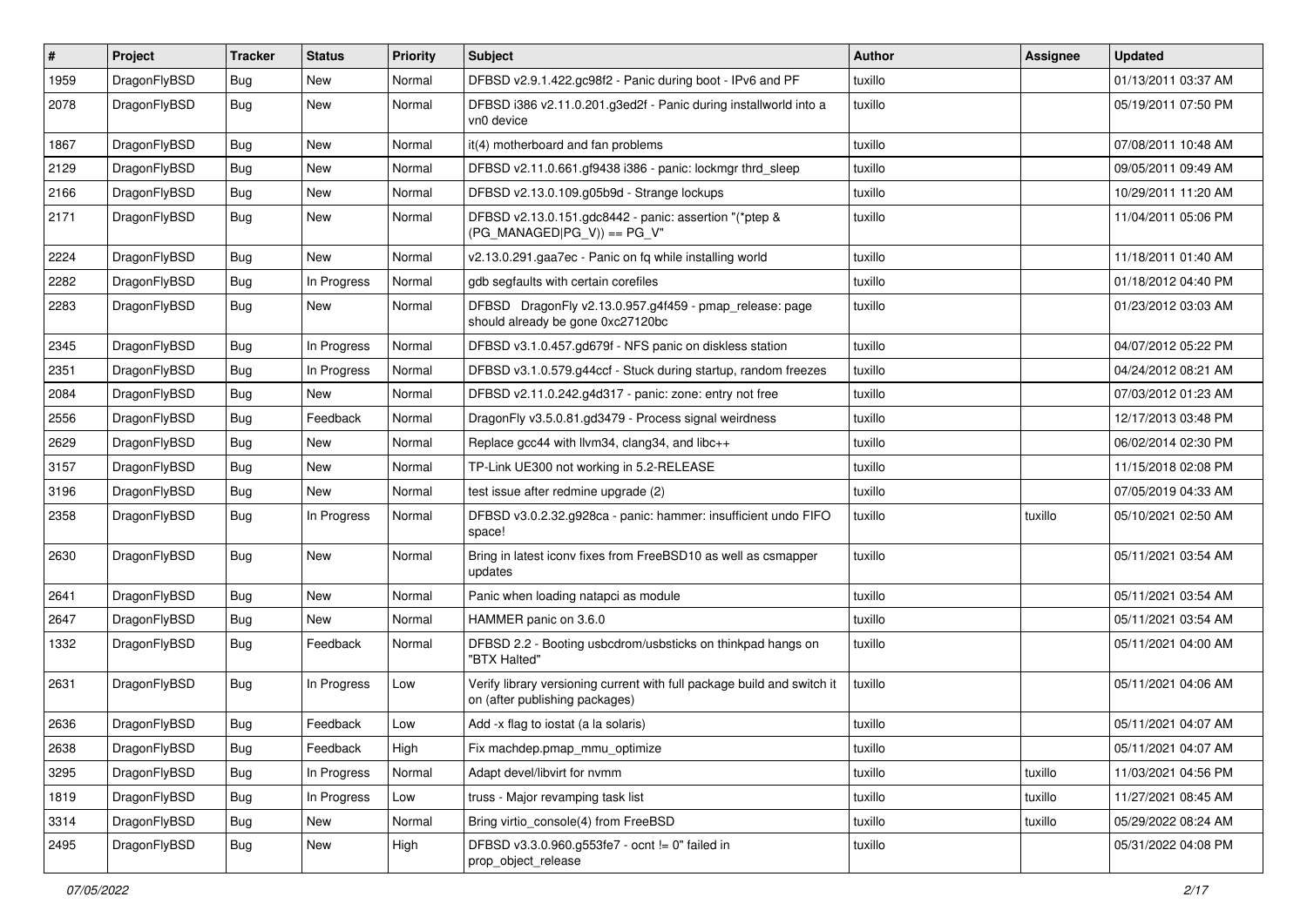| # | Project | Tracker | Status | Priority | Subject | Author | Assignee | Updated |
|---|---|---|---|---|---|---|---|---|
| 1959 | DragonFlyBSD | Bug | New | Normal | DFBSD v2.9.1.422.gc98f2 - Panic during boot - IPv6 and PF | tuxillo | | 01/13/2011 03:37 AM |
| 2078 | DragonFlyBSD | Bug | New | Normal | DFBSD i386 v2.11.0.201.g3ed2f - Panic during installworld into a vn0 device | tuxillo | | 05/19/2011 07:50 PM |
| 1867 | DragonFlyBSD | Bug | New | Normal | it(4) motherboard and fan problems | tuxillo | | 07/08/2011 10:48 AM |
| 2129 | DragonFlyBSD | Bug | New | Normal | DFBSD v2.11.0.661.gf9438 i386 - panic: lockmgr thrd_sleep | tuxillo | | 09/05/2011 09:49 AM |
| 2166 | DragonFlyBSD | Bug | New | Normal | DFBSD v2.13.0.109.g05b9d - Strange lockups | tuxillo | | 10/29/2011 11:20 AM |
| 2171 | DragonFlyBSD | Bug | New | Normal | DFBSD v2.13.0.151.gdc8442 - panic: assertion "(*ptep & (PG_MANAGED\|PG_V)) == PG_V" | tuxillo | | 11/04/2011 05:06 PM |
| 2224 | DragonFlyBSD | Bug | New | Normal | v2.13.0.291.gaa7ec - Panic on fq while installing world | tuxillo | | 11/18/2011 01:40 AM |
| 2282 | DragonFlyBSD | Bug | In Progress | Normal | gdb segfaults with certain corefiles | tuxillo | | 01/18/2012 04:40 PM |
| 2283 | DragonFlyBSD | Bug | New | Normal | DFBSD DragonFly v2.13.0.957.g4f459 - pmap_release: page should already be gone 0xc27120bc | tuxillo | | 01/23/2012 03:03 AM |
| 2345 | DragonFlyBSD | Bug | In Progress | Normal | DFBSD v3.1.0.457.gd679f - NFS panic on diskless station | tuxillo | | 04/07/2012 05:22 PM |
| 2351 | DragonFlyBSD | Bug | In Progress | Normal | DFBSD v3.1.0.579.g44ccf - Stuck during startup, random freezes | tuxillo | | 04/24/2012 08:21 AM |
| 2084 | DragonFlyBSD | Bug | New | Normal | DFBSD v2.11.0.242.g4d317 - panic: zone: entry not free | tuxillo | | 07/03/2012 01:23 AM |
| 2556 | DragonFlyBSD | Bug | Feedback | Normal | DragonFly v3.5.0.81.gd3479 - Process signal weirdness | tuxillo | | 12/17/2013 03:48 PM |
| 2629 | DragonFlyBSD | Bug | New | Normal | Replace gcc44 with llvm34, clang34, and libc++ | tuxillo | | 06/02/2014 02:30 PM |
| 3157 | DragonFlyBSD | Bug | New | Normal | TP-Link UE300 not working in 5.2-RELEASE | tuxillo | | 11/15/2018 02:08 PM |
| 3196 | DragonFlyBSD | Bug | New | Normal | test issue after redmine upgrade (2) | tuxillo | | 07/05/2019 04:33 AM |
| 2358 | DragonFlyBSD | Bug | In Progress | Normal | DFBSD v3.0.2.32.g928ca - panic: hammer: insufficient undo FIFO space! | tuxillo | tuxillo | 05/10/2021 02:50 AM |
| 2630 | DragonFlyBSD | Bug | New | Normal | Bring in latest iconv fixes from FreeBSD10 as well as csmapper updates | tuxillo | | 05/11/2021 03:54 AM |
| 2641 | DragonFlyBSD | Bug | New | Normal | Panic when loading natapci as module | tuxillo | | 05/11/2021 03:54 AM |
| 2647 | DragonFlyBSD | Bug | New | Normal | HAMMER panic on 3.6.0 | tuxillo | | 05/11/2021 03:54 AM |
| 1332 | DragonFlyBSD | Bug | Feedback | Normal | DFBSD 2.2 - Booting usbcdrom/usbsticks on thinkpad hangs on "BTX Halted" | tuxillo | | 05/11/2021 04:00 AM |
| 2631 | DragonFlyBSD | Bug | In Progress | Low | Verify library versioning current with full package build and switch it on (after publishing packages) | tuxillo | | 05/11/2021 04:06 AM |
| 2636 | DragonFlyBSD | Bug | Feedback | Low | Add -x flag to iostat (a la solaris) | tuxillo | | 05/11/2021 04:07 AM |
| 2638 | DragonFlyBSD | Bug | Feedback | High | Fix machdep.pmap_mmu_optimize | tuxillo | | 05/11/2021 04:07 AM |
| 3295 | DragonFlyBSD | Bug | In Progress | Normal | Adapt devel/libvirt for nvmm | tuxillo | tuxillo | 11/03/2021 04:56 PM |
| 1819 | DragonFlyBSD | Bug | In Progress | Low | truss - Major revamping task list | tuxillo | tuxillo | 11/27/2021 08:45 AM |
| 3314 | DragonFlyBSD | Bug | New | Normal | Bring virtio_console(4) from FreeBSD | tuxillo | tuxillo | 05/29/2022 08:24 AM |
| 2495 | DragonFlyBSD | Bug | New | High | DFBSD v3.3.0.960.g553fe7 - ocnt != 0" failed in prop_object_release | tuxillo | | 05/31/2022 04:08 PM |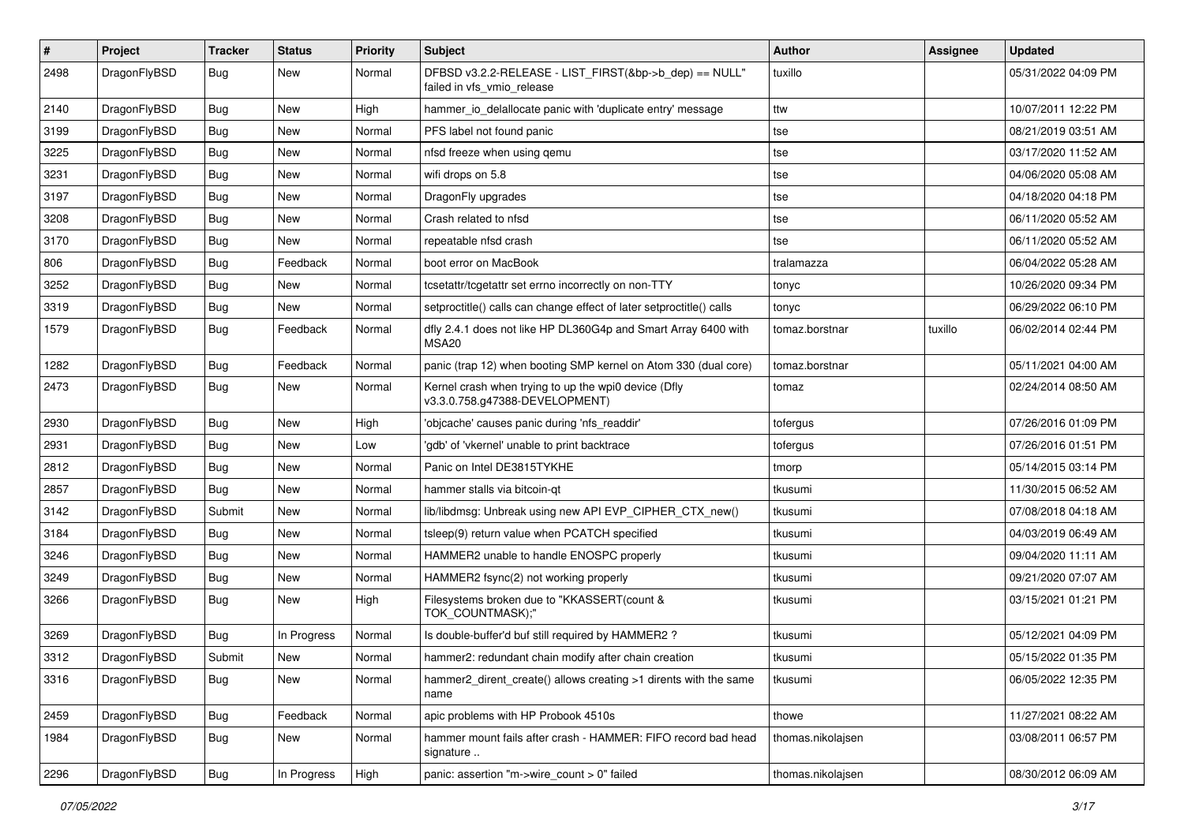| # | Project | Tracker | Status | Priority | Subject | Author | Assignee | Updated |
|---|---|---|---|---|---|---|---|---|
| 2498 | DragonFlyBSD | Bug | New | Normal | DFBSD v3.2.2-RELEASE - LIST_FIRST(&bp->b_dep) == NULL" failed in vfs_vmio_release | tuxillo | | 05/31/2022 04:09 PM |
| 2140 | DragonFlyBSD | Bug | New | High | hammer_io_delallocate panic with 'duplicate entry' message | ttw | | 10/07/2011 12:22 PM |
| 3199 | DragonFlyBSD | Bug | New | Normal | PFS label not found panic | tse | | 08/21/2019 03:51 AM |
| 3225 | DragonFlyBSD | Bug | New | Normal | nfsd freeze when using qemu | tse | | 03/17/2020 11:52 AM |
| 3231 | DragonFlyBSD | Bug | New | Normal | wifi drops on 5.8 | tse | | 04/06/2020 05:08 AM |
| 3197 | DragonFlyBSD | Bug | New | Normal | DragonFly upgrades | tse | | 04/18/2020 04:18 PM |
| 3208 | DragonFlyBSD | Bug | New | Normal | Crash related to nfsd | tse | | 06/11/2020 05:52 AM |
| 3170 | DragonFlyBSD | Bug | New | Normal | repeatable nfsd crash | tse | | 06/11/2020 05:52 AM |
| 806 | DragonFlyBSD | Bug | Feedback | Normal | boot error on MacBook | tralamazza | | 06/04/2022 05:28 AM |
| 3252 | DragonFlyBSD | Bug | New | Normal | tcsetattr/tcgetattr set errno incorrectly on non-TTY | tonyc | | 10/26/2020 09:34 PM |
| 3319 | DragonFlyBSD | Bug | New | Normal | setproctitle() calls can change effect of later setproctitle() calls | tonyc | | 06/29/2022 06:10 PM |
| 1579 | DragonFlyBSD | Bug | Feedback | Normal | dfly 2.4.1 does not like HP DL360G4p and Smart Array 6400 with MSA20 | tomaz.borstnar | tuxillo | 06/02/2014 02:44 PM |
| 1282 | DragonFlyBSD | Bug | Feedback | Normal | panic (trap 12) when booting SMP kernel on Atom 330 (dual core) | tomaz.borstnar | | 05/11/2021 04:00 AM |
| 2473 | DragonFlyBSD | Bug | New | Normal | Kernel crash when trying to up the wpi0 device (Dfly v3.3.0.758.g47388-DEVELOPMENT) | tomaz | | 02/24/2014 08:50 AM |
| 2930 | DragonFlyBSD | Bug | New | High | 'objcache' causes panic during 'nfs_readdir' | tofergus | | 07/26/2016 01:09 PM |
| 2931 | DragonFlyBSD | Bug | New | Low | 'gdb' of 'vkernel' unable to print backtrace | tofergus | | 07/26/2016 01:51 PM |
| 2812 | DragonFlyBSD | Bug | New | Normal | Panic on Intel DE3815TYKHE | tmorp | | 05/14/2015 03:14 PM |
| 2857 | DragonFlyBSD | Bug | New | Normal | hammer stalls via bitcoin-qt | tkusumi | | 11/30/2015 06:52 AM |
| 3142 | DragonFlyBSD | Submit | New | Normal | lib/libdmsg: Unbreak using new API EVP_CIPHER_CTX_new() | tkusumi | | 07/08/2018 04:18 AM |
| 3184 | DragonFlyBSD | Bug | New | Normal | tsleep(9) return value when PCATCH specified | tkusumi | | 04/03/2019 06:49 AM |
| 3246 | DragonFlyBSD | Bug | New | Normal | HAMMER2 unable to handle ENOSPC properly | tkusumi | | 09/04/2020 11:11 AM |
| 3249 | DragonFlyBSD | Bug | New | Normal | HAMMER2 fsync(2) not working properly | tkusumi | | 09/21/2020 07:07 AM |
| 3266 | DragonFlyBSD | Bug | New | High | Filesystems broken due to "KKASSERT(count & TOK_COUNTMASK);" | tkusumi | | 03/15/2021 01:21 PM |
| 3269 | DragonFlyBSD | Bug | In Progress | Normal | Is double-buffer'd buf still required by HAMMER2 ? | tkusumi | | 05/12/2021 04:09 PM |
| 3312 | DragonFlyBSD | Submit | New | Normal | hammer2: redundant chain modify after chain creation | tkusumi | | 05/15/2022 01:35 PM |
| 3316 | DragonFlyBSD | Bug | New | Normal | hammer2_dirent_create() allows creating >1 dirents with the same name | tkusumi | | 06/05/2022 12:35 PM |
| 2459 | DragonFlyBSD | Bug | Feedback | Normal | apic problems with HP Probook 4510s | thowe | | 11/27/2021 08:22 AM |
| 1984 | DragonFlyBSD | Bug | New | Normal | hammer mount fails after crash - HAMMER: FIFO record bad head signature .. | thomas.nikolajsen | | 03/08/2011 06:57 PM |
| 2296 | DragonFlyBSD | Bug | In Progress | High | panic: assertion "m->wire_count > 0" failed | thomas.nikolajsen | | 08/30/2012 06:09 AM |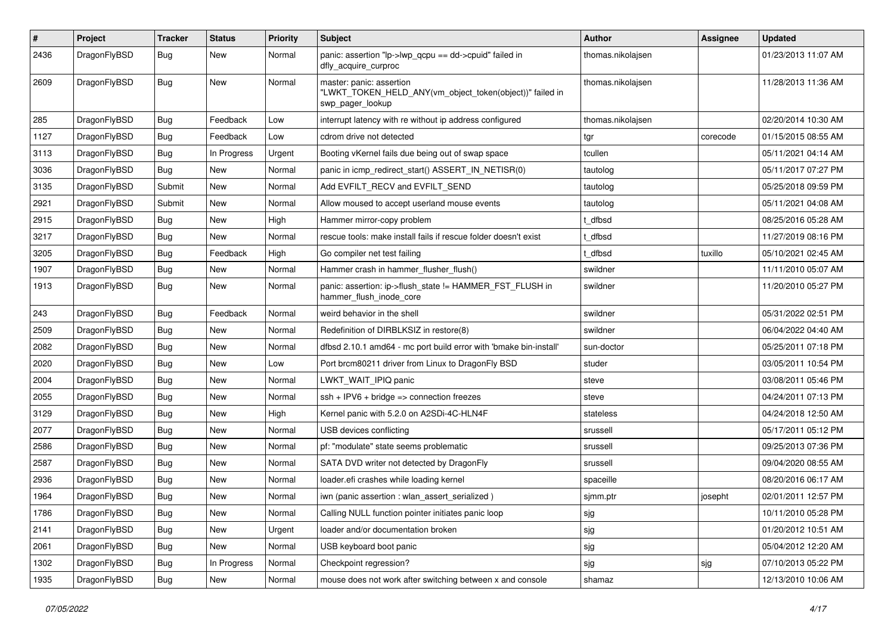| # | Project | Tracker | Status | Priority | Subject | Author | Assignee | Updated |
|---|---|---|---|---|---|---|---|---|
| 2436 | DragonFlyBSD | Bug | New | Normal | panic: assertion "lp->lwp_qcpu == dd->cpuid" failed in dfly_acquire_curproc | thomas.nikolajsen | | 01/23/2013 11:07 AM |
| 2609 | DragonFlyBSD | Bug | New | Normal | master: panic: assertion "LWKT_TOKEN_HELD_ANY(vm_object_token(object))" failed in swp_pager_lookup | thomas.nikolajsen | | 11/28/2013 11:36 AM |
| 285 | DragonFlyBSD | Bug | Feedback | Low | interrupt latency with re without ip address configured | thomas.nikolajsen | | 02/20/2014 10:30 AM |
| 1127 | DragonFlyBSD | Bug | Feedback | Low | cdrom drive not detected | tgr | corecode | 01/15/2015 08:55 AM |
| 3113 | DragonFlyBSD | Bug | In Progress | Urgent | Booting vKernel fails due being out of swap space | tcullen | | 05/11/2021 04:14 AM |
| 3036 | DragonFlyBSD | Bug | New | Normal | panic in icmp_redirect_start() ASSERT_IN_NETISR(0) | tautolog | | 05/11/2017 07:27 PM |
| 3135 | DragonFlyBSD | Submit | New | Normal | Add EVFILT_RECV and EVFILT_SEND | tautolog | | 05/25/2018 09:59 PM |
| 2921 | DragonFlyBSD | Submit | New | Normal | Allow moused to accept userland mouse events | tautolog | | 05/11/2021 04:08 AM |
| 2915 | DragonFlyBSD | Bug | New | High | Hammer mirror-copy problem | t_dfbsd | | 08/25/2016 05:28 AM |
| 3217 | DragonFlyBSD | Bug | New | Normal | rescue tools: make install fails if rescue folder doesn't exist | t_dfbsd | | 11/27/2019 08:16 PM |
| 3205 | DragonFlyBSD | Bug | Feedback | High | Go compiler net test failing | t_dfbsd | tuxillo | 05/10/2021 02:45 AM |
| 1907 | DragonFlyBSD | Bug | New | Normal | Hammer crash in hammer_flusher_flush() | swildner | | 11/11/2010 05:07 AM |
| 1913 | DragonFlyBSD | Bug | New | Normal | panic: assertion: ip->flush_state != HAMMER_FST_FLUSH in hammer_flush_inode_core | swildner | | 11/20/2010 05:27 PM |
| 243 | DragonFlyBSD | Bug | Feedback | Normal | weird behavior in the shell | swildner | | 05/31/2022 02:51 PM |
| 2509 | DragonFlyBSD | Bug | New | Normal | Redefinition of DIRBLKSIZ in restore(8) | swildner | | 06/04/2022 04:40 AM |
| 2082 | DragonFlyBSD | Bug | New | Normal | dfbsd 2.10.1 amd64 - mc port build error with 'bmake bin-install' | sun-doctor | | 05/25/2011 07:18 PM |
| 2020 | DragonFlyBSD | Bug | New | Low | Port brcm80211 driver from Linux to DragonFly BSD | studer | | 03/05/2011 10:54 PM |
| 2004 | DragonFlyBSD | Bug | New | Normal | LWKT_WAIT_IPIQ panic | steve | | 03/08/2011 05:46 PM |
| 2055 | DragonFlyBSD | Bug | New | Normal | ssh + IPV6 + bridge => connection freezes | steve | | 04/24/2011 07:13 PM |
| 3129 | DragonFlyBSD | Bug | New | High | Kernel panic with 5.2.0 on A2SDi-4C-HLN4F | stateless | | 04/24/2018 12:50 AM |
| 2077 | DragonFlyBSD | Bug | New | Normal | USB devices conflicting | srussell | | 05/17/2011 05:12 PM |
| 2586 | DragonFlyBSD | Bug | New | Normal | pf: "modulate" state seems problematic | srussell | | 09/25/2013 07:36 PM |
| 2587 | DragonFlyBSD | Bug | New | Normal | SATA DVD writer not detected by DragonFly | srussell | | 09/04/2020 08:55 AM |
| 2936 | DragonFlyBSD | Bug | New | Normal | loader.efi crashes while loading kernel | spaceille | | 08/20/2016 06:17 AM |
| 1964 | DragonFlyBSD | Bug | New | Normal | iwn (panic assertion : wlan_assert_serialized ) | sjmm.ptr | josepht | 02/01/2011 12:57 PM |
| 1786 | DragonFlyBSD | Bug | New | Normal | Calling NULL function pointer initiates panic loop | sjg | | 10/11/2010 05:28 PM |
| 2141 | DragonFlyBSD | Bug | New | Urgent | loader and/or documentation broken | sjg | | 01/20/2012 10:51 AM |
| 2061 | DragonFlyBSD | Bug | New | Normal | USB keyboard boot panic | sjg | | 05/04/2012 12:20 AM |
| 1302 | DragonFlyBSD | Bug | In Progress | Normal | Checkpoint regression? | sjg | sjg | 07/10/2013 05:22 PM |
| 1935 | DragonFlyBSD | Bug | New | Normal | mouse does not work after switching between x and console | shamaz | | 12/13/2010 10:06 AM |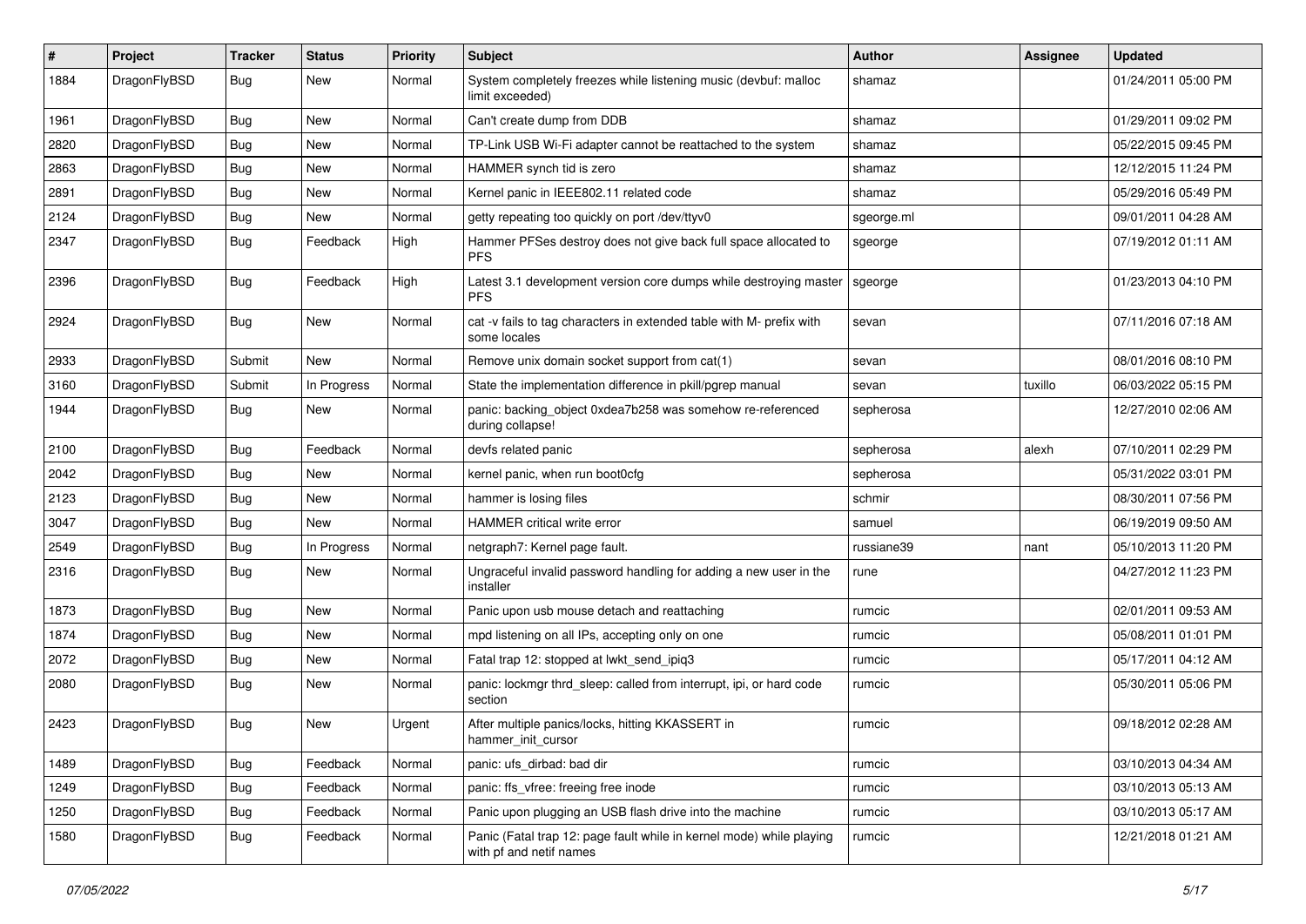| # | Project | Tracker | Status | Priority | Subject | Author | Assignee | Updated |
|---|---|---|---|---|---|---|---|---|
| 1884 | DragonFlyBSD | Bug | New | Normal | System completely freezes while listening music (devbuf: malloc limit exceeded) | shamaz | | 01/24/2011 05:00 PM |
| 1961 | DragonFlyBSD | Bug | New | Normal | Can't create dump from DDB | shamaz | | 01/29/2011 09:02 PM |
| 2820 | DragonFlyBSD | Bug | New | Normal | TP-Link USB Wi-Fi adapter cannot be reattached to the system | shamaz | | 05/22/2015 09:45 PM |
| 2863 | DragonFlyBSD | Bug | New | Normal | HAMMER synch tid is zero | shamaz | | 12/12/2015 11:24 PM |
| 2891 | DragonFlyBSD | Bug | New | Normal | Kernel panic in IEEE802.11 related code | shamaz | | 05/29/2016 05:49 PM |
| 2124 | DragonFlyBSD | Bug | New | Normal | getty repeating too quickly on port /dev/ttyv0 | sgeorge.ml | | 09/01/2011 04:28 AM |
| 2347 | DragonFlyBSD | Bug | Feedback | High | Hammer PFSes destroy does not give back full space allocated to PFS | sgeorge | | 07/19/2012 01:11 AM |
| 2396 | DragonFlyBSD | Bug | Feedback | High | Latest 3.1 development version core dumps while destroying master PFS | sgeorge | | 01/23/2013 04:10 PM |
| 2924 | DragonFlyBSD | Bug | New | Normal | cat -v fails to tag characters in extended table with M- prefix with some locales | sevan | | 07/11/2016 07:18 AM |
| 2933 | DragonFlyBSD | Submit | New | Normal | Remove unix domain socket support from cat(1) | sevan | | 08/01/2016 08:10 PM |
| 3160 | DragonFlyBSD | Submit | In Progress | Normal | State the implementation difference in pkill/pgrep manual | sevan | tuxillo | 06/03/2022 05:15 PM |
| 1944 | DragonFlyBSD | Bug | New | Normal | panic: backing_object 0xdea7b258 was somehow re-referenced during collapse! | sepherosa | | 12/27/2010 02:06 AM |
| 2100 | DragonFlyBSD | Bug | Feedback | Normal | devfs related panic | sepherosa | alexh | 07/10/2011 02:29 PM |
| 2042 | DragonFlyBSD | Bug | New | Normal | kernel panic, when run boot0cfg | sepherosa | | 05/31/2022 03:01 PM |
| 2123 | DragonFlyBSD | Bug | New | Normal | hammer is losing files | schmir | | 08/30/2011 07:56 PM |
| 3047 | DragonFlyBSD | Bug | New | Normal | HAMMER critical write error | samuel | | 06/19/2019 09:50 AM |
| 2549 | DragonFlyBSD | Bug | In Progress | Normal | netgraph7: Kernel page fault. | russiane39 | nant | 05/10/2013 11:20 PM |
| 2316 | DragonFlyBSD | Bug | New | Normal | Ungraceful invalid password handling for adding a new user in the installer | rune | | 04/27/2012 11:23 PM |
| 1873 | DragonFlyBSD | Bug | New | Normal | Panic upon usb mouse detach and reattaching | rumcic | | 02/01/2011 09:53 AM |
| 1874 | DragonFlyBSD | Bug | New | Normal | mpd listening on all IPs, accepting only on one | rumcic | | 05/08/2011 01:01 PM |
| 2072 | DragonFlyBSD | Bug | New | Normal | Fatal trap 12: stopped at lwkt_send_ipiq3 | rumcic | | 05/17/2011 04:12 AM |
| 2080 | DragonFlyBSD | Bug | New | Normal | panic: lockmgr thrd_sleep: called from interrupt, ipi, or hard code section | rumcic | | 05/30/2011 05:06 PM |
| 2423 | DragonFlyBSD | Bug | New | Urgent | After multiple panics/locks, hitting KKASSERT in hammer_init_cursor | rumcic | | 09/18/2012 02:28 AM |
| 1489 | DragonFlyBSD | Bug | Feedback | Normal | panic: ufs_dirbad: bad dir | rumcic | | 03/10/2013 04:34 AM |
| 1249 | DragonFlyBSD | Bug | Feedback | Normal | panic: ffs_vfree: freeing free inode | rumcic | | 03/10/2013 05:13 AM |
| 1250 | DragonFlyBSD | Bug | Feedback | Normal | Panic upon plugging an USB flash drive into the machine | rumcic | | 03/10/2013 05:17 AM |
| 1580 | DragonFlyBSD | Bug | Feedback | Normal | Panic (Fatal trap 12: page fault while in kernel mode) while playing with pf and netif names | rumcic | | 12/21/2018 01:21 AM |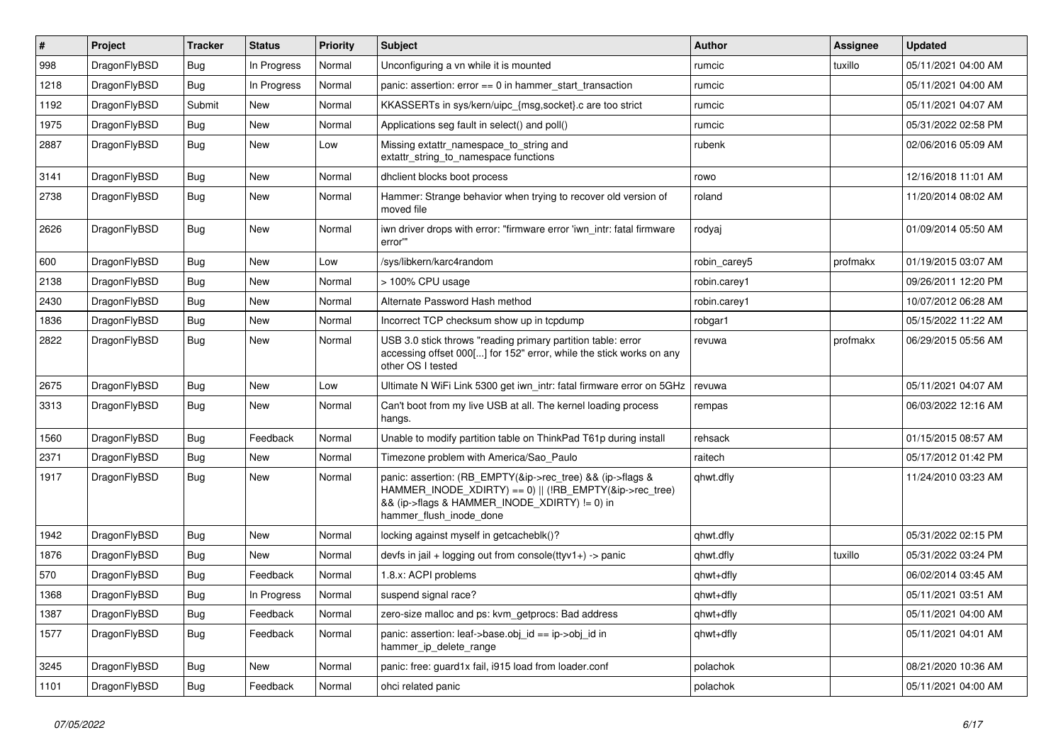| # | Project | Tracker | Status | Priority | Subject | Author | Assignee | Updated |
|---|---|---|---|---|---|---|---|---|
| 998 | DragonFlyBSD | Bug | In Progress | Normal | Unconfiguring a vn while it is mounted | rumcic | tuxillo | 05/11/2021 04:00 AM |
| 1218 | DragonFlyBSD | Bug | In Progress | Normal | panic: assertion: error == 0 in hammer_start_transaction | rumcic | | 05/11/2021 04:00 AM |
| 1192 | DragonFlyBSD | Submit | New | Normal | KKASSERTs in sys/kern/uipc_{msg,socket}.c are too strict | rumcic | | 05/11/2021 04:07 AM |
| 1975 | DragonFlyBSD | Bug | New | Normal | Applications seg fault in select() and poll() | rumcic | | 05/31/2022 02:58 PM |
| 2887 | DragonFlyBSD | Bug | New | Low | Missing extattr_namespace_to_string and extattr_string_to_namespace functions | rubenk | | 02/06/2016 05:09 AM |
| 3141 | DragonFlyBSD | Bug | New | Normal | dhclient blocks boot process | rowo | | 12/16/2018 11:01 AM |
| 2738 | DragonFlyBSD | Bug | New | Normal | Hammer: Strange behavior when trying to recover old version of moved file | roland | | 11/20/2014 08:02 AM |
| 2626 | DragonFlyBSD | Bug | New | Normal | iwn driver drops with error: "firmware error 'iwn_intr: fatal firmware error'" | rodyaj | | 01/09/2014 05:50 AM |
| 600 | DragonFlyBSD | Bug | New | Low | /sys/libkern/karc4random | robin_carey5 | profmakx | 01/19/2015 03:07 AM |
| 2138 | DragonFlyBSD | Bug | New | Normal | > 100% CPU usage | robin.carey1 | | 09/26/2011 12:20 PM |
| 2430 | DragonFlyBSD | Bug | New | Normal | Alternate Password Hash method | robin.carey1 | | 10/07/2012 06:28 AM |
| 1836 | DragonFlyBSD | Bug | New | Normal | Incorrect TCP checksum show up in tcpdump | robgar1 | | 05/15/2022 11:22 AM |
| 2822 | DragonFlyBSD | Bug | New | Normal | USB 3.0 stick throws "reading primary partition table: error accessing offset 000[...] for 152" error, while the stick works on any other OS I tested | revuwa | profmakx | 06/29/2015 05:56 AM |
| 2675 | DragonFlyBSD | Bug | New | Low | Ultimate N WiFi Link 5300 get iwn_intr: fatal firmware error on 5GHz | revuwa | | 05/11/2021 04:07 AM |
| 3313 | DragonFlyBSD | Bug | New | Normal | Can't boot from my live USB at all. The kernel loading process hangs. | rempas | | 06/03/2022 12:16 AM |
| 1560 | DragonFlyBSD | Bug | Feedback | Normal | Unable to modify partition table on ThinkPad T61p during install | rehsack | | 01/15/2015 08:57 AM |
| 2371 | DragonFlyBSD | Bug | New | Normal | Timezone problem with America/Sao_Paulo | raitech | | 05/17/2012 01:42 PM |
| 1917 | DragonFlyBSD | Bug | New | Normal | panic: assertion: (RB_EMPTY(&ip->rec_tree) && (ip->flags & HAMMER_INODE_XDIRTY) == 0) \|\| (!RB_EMPTY(&ip->rec_tree) && (ip->flags & HAMMER_INODE_XDIRTY) != 0) in hammer_flush_inode_done | qhwt.dfly | | 11/24/2010 03:23 AM |
| 1942 | DragonFlyBSD | Bug | New | Normal | locking against myself in getcacheblk()? | qhwt.dfly | | 05/31/2022 02:15 PM |
| 1876 | DragonFlyBSD | Bug | New | Normal | devfs in jail + logging out from console(ttyv1+) -> panic | qhwt.dfly | tuxillo | 05/31/2022 03:24 PM |
| 570 | DragonFlyBSD | Bug | Feedback | Normal | 1.8.x: ACPI problems | qhwt+dfly | | 06/02/2014 03:45 AM |
| 1368 | DragonFlyBSD | Bug | In Progress | Normal | suspend signal race? | qhwt+dfly | | 05/11/2021 03:51 AM |
| 1387 | DragonFlyBSD | Bug | Feedback | Normal | zero-size malloc and ps: kvm_getprocs: Bad address | qhwt+dfly | | 05/11/2021 04:00 AM |
| 1577 | DragonFlyBSD | Bug | Feedback | Normal | panic: assertion: leaf->base.obj_id == ip->obj_id in hammer_ip_delete_range | qhwt+dfly | | 05/11/2021 04:01 AM |
| 3245 | DragonFlyBSD | Bug | New | Normal | panic: free: guard1x fail, i915 load from loader.conf | polachok | | 08/21/2020 10:36 AM |
| 1101 | DragonFlyBSD | Bug | Feedback | Normal | ohci related panic | polachok | | 05/11/2021 04:00 AM |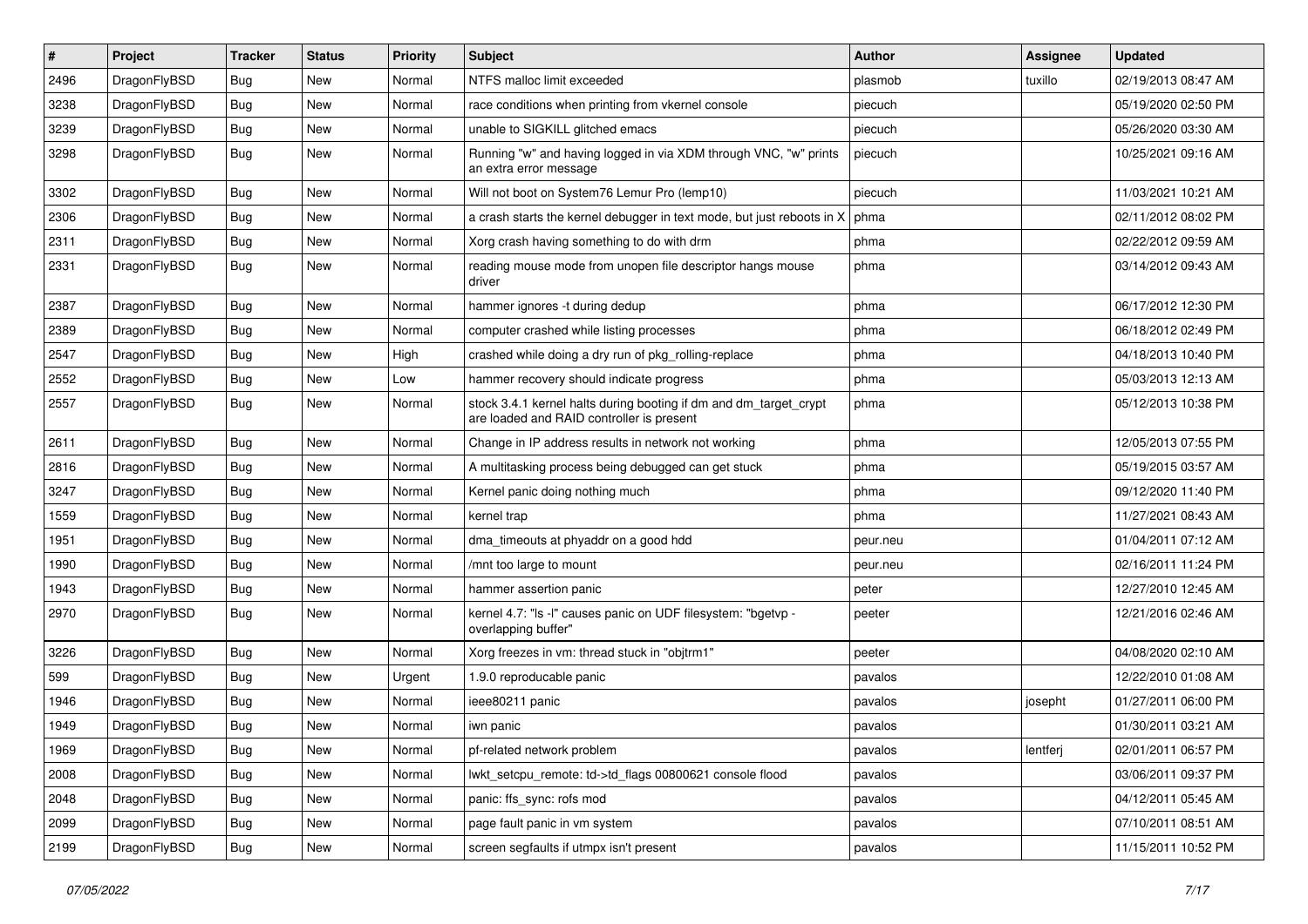| # | Project | Tracker | Status | Priority | Subject | Author | Assignee | Updated |
|---|---|---|---|---|---|---|---|---|
| 2496 | DragonFlyBSD | Bug | New | Normal | NTFS malloc limit exceeded | plasmob | tuxillo | 02/19/2013 08:47 AM |
| 3238 | DragonFlyBSD | Bug | New | Normal | race conditions when printing from vkernel console | piecuch | | 05/19/2020 02:50 PM |
| 3239 | DragonFlyBSD | Bug | New | Normal | unable to SIGKILL glitched emacs | piecuch | | 05/26/2020 03:30 AM |
| 3298 | DragonFlyBSD | Bug | New | Normal | Running "w" and having logged in via XDM through VNC, "w" prints an extra error message | piecuch | | 10/25/2021 09:16 AM |
| 3302 | DragonFlyBSD | Bug | New | Normal | Will not boot on System76 Lemur Pro (lemp10) | piecuch | | 11/03/2021 10:21 AM |
| 2306 | DragonFlyBSD | Bug | New | Normal | a crash starts the kernel debugger in text mode, but just reboots in X | phma | | 02/11/2012 08:02 PM |
| 2311 | DragonFlyBSD | Bug | New | Normal | Xorg crash having something to do with drm | phma | | 02/22/2012 09:59 AM |
| 2331 | DragonFlyBSD | Bug | New | Normal | reading mouse mode from unopen file descriptor hangs mouse driver | phma | | 03/14/2012 09:43 AM |
| 2387 | DragonFlyBSD | Bug | New | Normal | hammer ignores -t during dedup | phma | | 06/17/2012 12:30 PM |
| 2389 | DragonFlyBSD | Bug | New | Normal | computer crashed while listing processes | phma | | 06/18/2012 02:49 PM |
| 2547 | DragonFlyBSD | Bug | New | High | crashed while doing a dry run of pkg_rolling-replace | phma | | 04/18/2013 10:40 PM |
| 2552 | DragonFlyBSD | Bug | New | Low | hammer recovery should indicate progress | phma | | 05/03/2013 12:13 AM |
| 2557 | DragonFlyBSD | Bug | New | Normal | stock 3.4.1 kernel halts during booting if dm and dm_target_crypt are loaded and RAID controller is present | phma | | 05/12/2013 10:38 PM |
| 2611 | DragonFlyBSD | Bug | New | Normal | Change in IP address results in network not working | phma | | 12/05/2013 07:55 PM |
| 2816 | DragonFlyBSD | Bug | New | Normal | A multitasking process being debugged can get stuck | phma | | 05/19/2015 03:57 AM |
| 3247 | DragonFlyBSD | Bug | New | Normal | Kernel panic doing nothing much | phma | | 09/12/2020 11:40 PM |
| 1559 | DragonFlyBSD | Bug | New | Normal | kernel trap | phma | | 11/27/2021 08:43 AM |
| 1951 | DragonFlyBSD | Bug | New | Normal | dma_timeouts at phyaddr on a good hdd | peur.neu | | 01/04/2011 07:12 AM |
| 1990 | DragonFlyBSD | Bug | New | Normal | /mnt too large to mount | peur.neu | | 02/16/2011 11:24 PM |
| 1943 | DragonFlyBSD | Bug | New | Normal | hammer assertion panic | peter | | 12/27/2010 12:45 AM |
| 2970 | DragonFlyBSD | Bug | New | Normal | kernel 4.7: "ls -l" causes panic on UDF filesystem: "bgetvp - overlapping buffer" | peeter | | 12/21/2016 02:46 AM |
| 3226 | DragonFlyBSD | Bug | New | Normal | Xorg freezes in vm: thread stuck in "objtrm1" | peeter | | 04/08/2020 02:10 AM |
| 599 | DragonFlyBSD | Bug | New | Urgent | 1.9.0 reproducable panic | pavalos | | 12/22/2010 01:08 AM |
| 1946 | DragonFlyBSD | Bug | New | Normal | ieee80211 panic | pavalos | josepht | 01/27/2011 06:00 PM |
| 1949 | DragonFlyBSD | Bug | New | Normal | iwn panic | pavalos | | 01/30/2011 03:21 AM |
| 1969 | DragonFlyBSD | Bug | New | Normal | pf-related network problem | pavalos | lentferj | 02/01/2011 06:57 PM |
| 2008 | DragonFlyBSD | Bug | New | Normal | lwkt_setcpu_remote: td->td_flags 00800621 console flood | pavalos | | 03/06/2011 09:37 PM |
| 2048 | DragonFlyBSD | Bug | New | Normal | panic: ffs_sync: rofs mod | pavalos | | 04/12/2011 05:45 AM |
| 2099 | DragonFlyBSD | Bug | New | Normal | page fault panic in vm system | pavalos | | 07/10/2011 08:51 AM |
| 2199 | DragonFlyBSD | Bug | New | Normal | screen segfaults if utmpx isn't present | pavalos | | 11/15/2011 10:52 PM |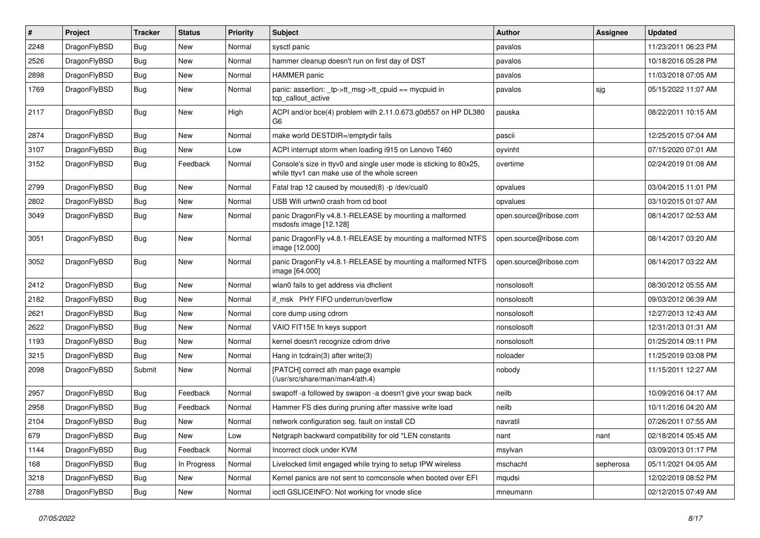| # | Project | Tracker | Status | Priority | Subject | Author | Assignee | Updated |
|---|---|---|---|---|---|---|---|---|
| 2248 | DragonFlyBSD | Bug | New | Normal | sysctl panic | pavalos | | 11/23/2011 06:23 PM |
| 2526 | DragonFlyBSD | Bug | New | Normal | hammer cleanup doesn't run on first day of DST | pavalos | | 10/18/2016 05:28 PM |
| 2898 | DragonFlyBSD | Bug | New | Normal | HAMMER panic | pavalos | | 11/03/2018 07:05 AM |
| 1769 | DragonFlyBSD | Bug | New | Normal | panic: assertion: _tp->tt_msg->tt_cpuid == mycpuid in tcp_callout_active | pavalos | sjg | 05/15/2022 11:07 AM |
| 2117 | DragonFlyBSD | Bug | New | High | ACPI and/or bce(4) problem with 2.11.0.673.g0d557 on HP DL380 G6 | pauska | | 08/22/2011 10:15 AM |
| 2874 | DragonFlyBSD | Bug | New | Normal | make world DESTDIR=/emptydir fails | pascii | | 12/25/2015 07:04 AM |
| 3107 | DragonFlyBSD | Bug | New | Low | ACPI interrupt storm when loading i915 on Lenovo T460 | oyvinht | | 07/15/2020 07:01 AM |
| 3152 | DragonFlyBSD | Bug | Feedback | Normal | Console's size in ttyv0 and single user mode is sticking to 80x25, while ttyv1 can make use of the whole screen | overtime | | 02/24/2019 01:08 AM |
| 2799 | DragonFlyBSD | Bug | New | Normal | Fatal trap 12 caused by moused(8) -p /dev/cual0 | opvalues | | 03/04/2015 11:01 PM |
| 2802 | DragonFlyBSD | Bug | New | Normal | USB Wifi urtwn0 crash from cd boot | opvalues | | 03/10/2015 01:07 AM |
| 3049 | DragonFlyBSD | Bug | New | Normal | panic DragonFly v4.8.1-RELEASE by mounting a malformed msdosfs image [12.128] | open.source@ribose.com | | 08/14/2017 02:53 AM |
| 3051 | DragonFlyBSD | Bug | New | Normal | panic DragonFly v4.8.1-RELEASE by mounting a malformed NTFS image [12.000] | open.source@ribose.com | | 08/14/2017 03:20 AM |
| 3052 | DragonFlyBSD | Bug | New | Normal | panic DragonFly v4.8.1-RELEASE by mounting a malformed NTFS image [64.000] | open.source@ribose.com | | 08/14/2017 03:22 AM |
| 2412 | DragonFlyBSD | Bug | New | Normal | wlan0 fails to get address via dhclient | nonsolosoft | | 08/30/2012 05:55 AM |
| 2182 | DragonFlyBSD | Bug | New | Normal | if_msk PHY FIFO underrun/overflow | nonsolosoft | | 09/03/2012 06:39 AM |
| 2621 | DragonFlyBSD | Bug | New | Normal | core dump using cdrom | nonsolosoft | | 12/27/2013 12:43 AM |
| 2622 | DragonFlyBSD | Bug | New | Normal | VAIO FIT15E fn keys support | nonsolosoft | | 12/31/2013 01:31 AM |
| 1193 | DragonFlyBSD | Bug | New | Normal | kernel doesn't recognize cdrom drive | nonsolosoft | | 01/25/2014 09:11 PM |
| 3215 | DragonFlyBSD | Bug | New | Normal | Hang in tcdrain(3) after write(3) | noloader | | 11/25/2019 03:08 PM |
| 2098 | DragonFlyBSD | Submit | New | Normal | [PATCH] correct ath man page example (/usr/src/share/man/man4/ath.4) | nobody | | 11/15/2011 12:27 AM |
| 2957 | DragonFlyBSD | Bug | Feedback | Normal | swapoff -a followed by swapon -a doesn't give your swap back | neilb | | 10/09/2016 04:17 AM |
| 2958 | DragonFlyBSD | Bug | Feedback | Normal | Hammer FS dies during pruning after massive write load | neilb | | 10/11/2016 04:20 AM |
| 2104 | DragonFlyBSD | Bug | New | Normal | network configuration seg. fault on install CD | navratil | | 07/26/2011 07:55 AM |
| 679 | DragonFlyBSD | Bug | New | Low | Netgraph backward compatibility for old *LEN constants | nant | nant | 02/18/2014 05:45 AM |
| 1144 | DragonFlyBSD | Bug | Feedback | Normal | Incorrect clock under KVM | msylvan | | 03/09/2013 01:17 PM |
| 168 | DragonFlyBSD | Bug | In Progress | Normal | Livelocked limit engaged while trying to setup IPW wireless | mschacht | sepherosa | 05/11/2021 04:05 AM |
| 3218 | DragonFlyBSD | Bug | New | Normal | Kernel panics are not sent to comconsole when booted over EFI | mqudsi | | 12/02/2019 08:52 PM |
| 2788 | DragonFlyBSD | Bug | New | Normal | ioctl GSLICEINFO: Not working for vnode slice | mneumann | | 02/12/2015 07:49 AM |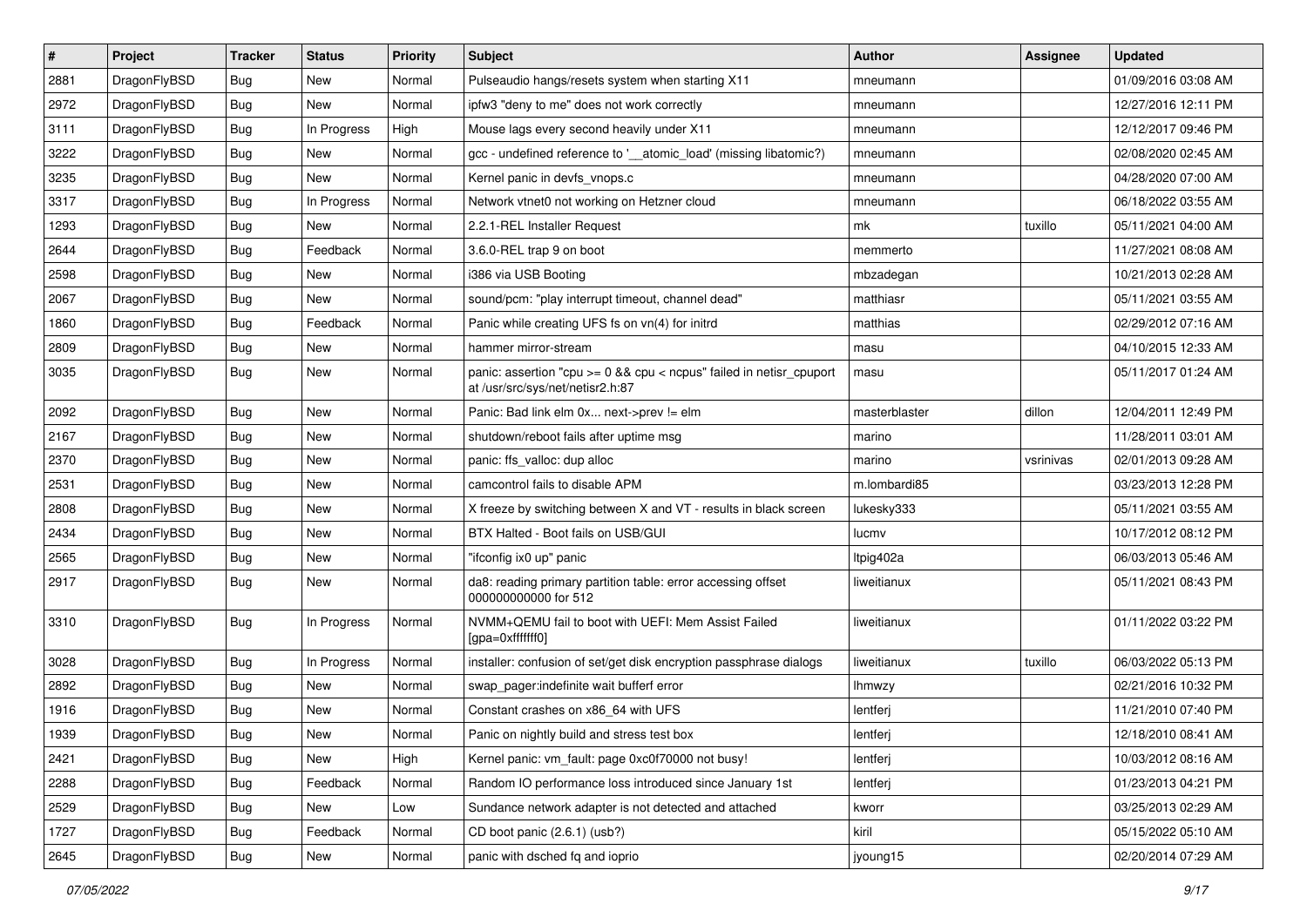| # | Project | Tracker | Status | Priority | Subject | Author | Assignee | Updated |
|---|---|---|---|---|---|---|---|---|
| 2881 | DragonFlyBSD | Bug | New | Normal | Pulseaudio hangs/resets system when starting X11 | mneumann | | 01/09/2016 03:08 AM |
| 2972 | DragonFlyBSD | Bug | New | Normal | ipfw3 "deny to me" does not work correctly | mneumann | | 12/27/2016 12:11 PM |
| 3111 | DragonFlyBSD | Bug | In Progress | High | Mouse lags every second heavily under X11 | mneumann | | 12/12/2017 09:46 PM |
| 3222 | DragonFlyBSD | Bug | New | Normal | gcc - undefined reference to '__atomic_load' (missing libatomic?) | mneumann | | 02/08/2020 02:45 AM |
| 3235 | DragonFlyBSD | Bug | New | Normal | Kernel panic in devfs_vnops.c | mneumann | | 04/28/2020 07:00 AM |
| 3317 | DragonFlyBSD | Bug | In Progress | Normal | Network vtnet0 not working on Hetzner cloud | mneumann | | 06/18/2022 03:55 AM |
| 1293 | DragonFlyBSD | Bug | New | Normal | 2.2.1-REL Installer Request | mk | tuxillo | 05/11/2021 04:00 AM |
| 2644 | DragonFlyBSD | Bug | Feedback | Normal | 3.6.0-REL trap 9 on boot | memmerto | | 11/27/2021 08:08 AM |
| 2598 | DragonFlyBSD | Bug | New | Normal | i386 via USB Booting | mbzadegan | | 10/21/2013 02:28 AM |
| 2067 | DragonFlyBSD | Bug | New | Normal | sound/pcm: "play interrupt timeout, channel dead" | matthiasr | | 05/11/2021 03:55 AM |
| 1860 | DragonFlyBSD | Bug | Feedback | Normal | Panic while creating UFS fs on vn(4) for initrd | matthias | | 02/29/2012 07:16 AM |
| 2809 | DragonFlyBSD | Bug | New | Normal | hammer mirror-stream | masu | | 04/10/2015 12:33 AM |
| 3035 | DragonFlyBSD | Bug | New | Normal | panic: assertion "cpu >= 0 && cpu < ncpus" failed in netisr_cpuport at /usr/src/sys/net/netisr2.h:87 | masu | | 05/11/2017 01:24 AM |
| 2092 | DragonFlyBSD | Bug | New | Normal | Panic: Bad link elm 0x... next->prev != elm | masterblaster | dillon | 12/04/2011 12:49 PM |
| 2167 | DragonFlyBSD | Bug | New | Normal | shutdown/reboot fails after uptime msg | marino | | 11/28/2011 03:01 AM |
| 2370 | DragonFlyBSD | Bug | New | Normal | panic: ffs_valloc: dup alloc | marino | vsrinivas | 02/01/2013 09:28 AM |
| 2531 | DragonFlyBSD | Bug | New | Normal | camcontrol fails to disable APM | m.lombardi85 | | 03/23/2013 12:28 PM |
| 2808 | DragonFlyBSD | Bug | New | Normal | X freeze by switching between X and VT - results in black screen | lukesky333 | | 05/11/2021 03:55 AM |
| 2434 | DragonFlyBSD | Bug | New | Normal | BTX Halted - Boot fails on USB/GUI | lucmv | | 10/17/2012 08:12 PM |
| 2565 | DragonFlyBSD | Bug | New | Normal | "ifconfig ix0 up" panic | ltpig402a | | 06/03/2013 05:46 AM |
| 2917 | DragonFlyBSD | Bug | New | Normal | da8: reading primary partition table: error accessing offset 000000000000 for 512 | liweitianux | | 05/11/2021 08:43 PM |
| 3310 | DragonFlyBSD | Bug | In Progress | Normal | NVMM+QEMU fail to boot with UEFI: Mem Assist Failed [gpa=0xfffffff0] | liweitianux | | 01/11/2022 03:22 PM |
| 3028 | DragonFlyBSD | Bug | In Progress | Normal | installer: confusion of set/get disk encryption passphrase dialogs | liweitianux | tuxillo | 06/03/2022 05:13 PM |
| 2892 | DragonFlyBSD | Bug | New | Normal | swap_pager:indefinite wait bufferf error | lhmwzy | | 02/21/2016 10:32 PM |
| 1916 | DragonFlyBSD | Bug | New | Normal | Constant crashes on x86_64 with UFS | lentferj | | 11/21/2010 07:40 PM |
| 1939 | DragonFlyBSD | Bug | New | Normal | Panic on nightly build and stress test box | lentferj | | 12/18/2010 08:41 AM |
| 2421 | DragonFlyBSD | Bug | New | High | Kernel panic: vm_fault: page 0xc0f70000 not busy! | lentferj | | 10/03/2012 08:16 AM |
| 2288 | DragonFlyBSD | Bug | Feedback | Normal | Random IO performance loss introduced since January 1st | lentferj | | 01/23/2013 04:21 PM |
| 2529 | DragonFlyBSD | Bug | New | Low | Sundance network adapter is not detected and attached | kworr | | 03/25/2013 02:29 AM |
| 1727 | DragonFlyBSD | Bug | Feedback | Normal | CD boot panic (2.6.1) (usb?) | kiril | | 05/15/2022 05:10 AM |
| 2645 | DragonFlyBSD | Bug | New | Normal | panic with dsched fq and ioprio | jyoung15 | | 02/20/2014 07:29 AM |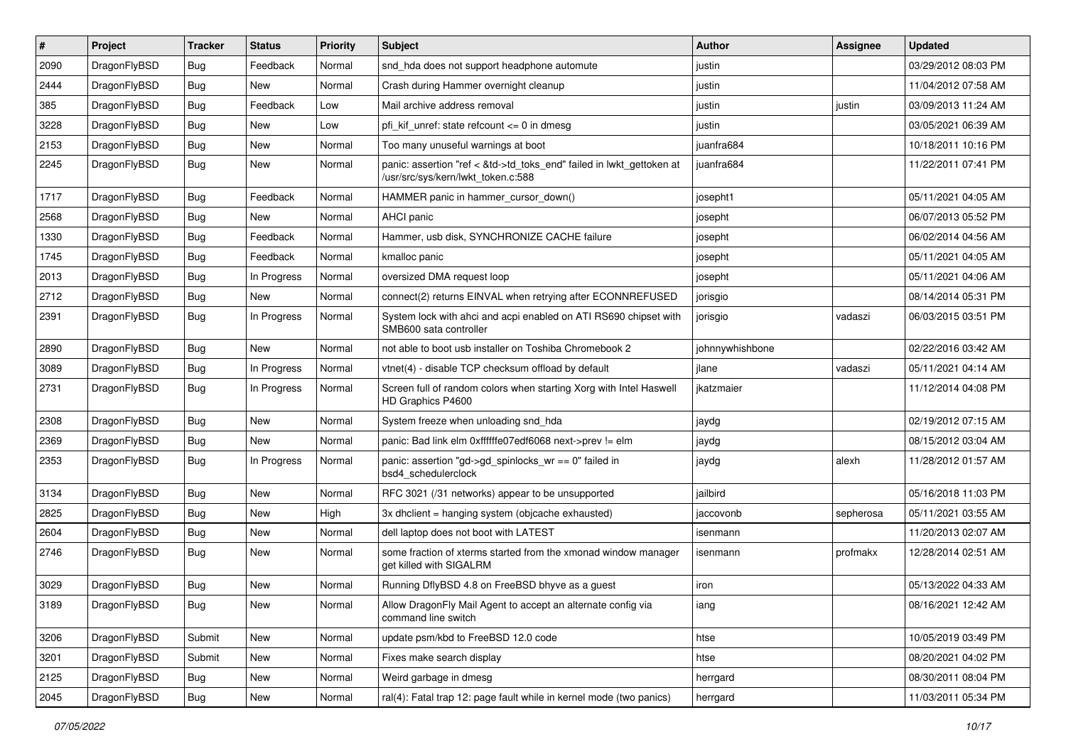| # | Project | Tracker | Status | Priority | Subject | Author | Assignee | Updated |
|---|---|---|---|---|---|---|---|---|
| 2090 | DragonFlyBSD | Bug | Feedback | Normal | snd_hda does not support headphone automute | justin | | 03/29/2012 08:03 PM |
| 2444 | DragonFlyBSD | Bug | New | Normal | Crash during Hammer overnight cleanup | justin | | 11/04/2012 07:58 AM |
| 385 | DragonFlyBSD | Bug | Feedback | Low | Mail archive address removal | justin | justin | 03/09/2013 11:24 AM |
| 3228 | DragonFlyBSD | Bug | New | Low | pfi_kif_unref: state refcount <= 0 in dmesg | justin | | 03/05/2021 06:39 AM |
| 2153 | DragonFlyBSD | Bug | New | Normal | Too many unuseful warnings at boot | juanfra684 | | 10/18/2011 10:16 PM |
| 2245 | DragonFlyBSD | Bug | New | Normal | panic: assertion "ref < &td->td_toks_end" failed in lwkt_gettoken at /usr/src/sys/kern/lwkt_token.c:588 | juanfra684 | | 11/22/2011 07:41 PM |
| 1717 | DragonFlyBSD | Bug | Feedback | Normal | HAMMER panic in hammer_cursor_down() | josepht1 | | 05/11/2021 04:05 AM |
| 2568 | DragonFlyBSD | Bug | New | Normal | AHCI panic | josepht | | 06/07/2013 05:52 PM |
| 1330 | DragonFlyBSD | Bug | Feedback | Normal | Hammer, usb disk, SYNCHRONIZE CACHE failure | josepht | | 06/02/2014 04:56 AM |
| 1745 | DragonFlyBSD | Bug | Feedback | Normal | kmalloc panic | josepht | | 05/11/2021 04:05 AM |
| 2013 | DragonFlyBSD | Bug | In Progress | Normal | oversized DMA request loop | josepht | | 05/11/2021 04:06 AM |
| 2712 | DragonFlyBSD | Bug | New | Normal | connect(2) returns EINVAL when retrying after ECONNREFUSED | jorisgio | | 08/14/2014 05:31 PM |
| 2391 | DragonFlyBSD | Bug | In Progress | Normal | System lock with ahci and acpi enabled on ATI RS690 chipset with SMB600 sata controller | jorisgio | vadaszi | 06/03/2015 03:51 PM |
| 2890 | DragonFlyBSD | Bug | New | Normal | not able to boot usb installer on Toshiba Chromebook 2 | johnnywhishbone | | 02/22/2016 03:42 AM |
| 3089 | DragonFlyBSD | Bug | In Progress | Normal | vtnet(4) - disable TCP checksum offload by default | jlane | vadaszi | 05/11/2021 04:14 AM |
| 2731 | DragonFlyBSD | Bug | In Progress | Normal | Screen full of random colors when starting Xorg with Intel Haswell HD Graphics P4600 | jkatzmaier | | 11/12/2014 04:08 PM |
| 2308 | DragonFlyBSD | Bug | New | Normal | System freeze when unloading snd_hda | jaydg | | 02/19/2012 07:15 AM |
| 2369 | DragonFlyBSD | Bug | New | Normal | panic: Bad link elm 0xffffffe07edf6068 next->prev != elm | jaydg | | 08/15/2012 03:04 AM |
| 2353 | DragonFlyBSD | Bug | In Progress | Normal | panic: assertion "gd->gd_spinlocks_wr == 0" failed in bsd4_schedulerclock | jaydg | alexh | 11/28/2012 01:57 AM |
| 3134 | DragonFlyBSD | Bug | New | Normal | RFC 3021 (/31 networks) appear to be unsupported | jailbird | | 05/16/2018 11:03 PM |
| 2825 | DragonFlyBSD | Bug | New | High | 3x dhclient = hanging system (objcache exhausted) | jaccovonb | sepherosa | 05/11/2021 03:55 AM |
| 2604 | DragonFlyBSD | Bug | New | Normal | dell laptop does not boot with LATEST | isenmann | | 11/20/2013 02:07 AM |
| 2746 | DragonFlyBSD | Bug | New | Normal | some fraction of xterms started from the xmonad window manager get killed with SIGALRM | isenmann | profmakx | 12/28/2014 02:51 AM |
| 3029 | DragonFlyBSD | Bug | New | Normal | Running DflyBSD 4.8 on FreeBSD bhyve as a guest | iron | | 05/13/2022 04:33 AM |
| 3189 | DragonFlyBSD | Bug | New | Normal | Allow DragonFly Mail Agent to accept an alternate config via command line switch | iang | | 08/16/2021 12:42 AM |
| 3206 | DragonFlyBSD | Submit | New | Normal | update psm/kbd to FreeBSD 12.0 code | htse | | 10/05/2019 03:49 PM |
| 3201 | DragonFlyBSD | Submit | New | Normal | Fixes make search display | htse | | 08/20/2021 04:02 PM |
| 2125 | DragonFlyBSD | Bug | New | Normal | Weird garbage in dmesg | herrgard | | 08/30/2011 08:04 PM |
| 2045 | DragonFlyBSD | Bug | New | Normal | ral(4): Fatal trap 12: page fault while in kernel mode (two panics) | herrgard | | 11/03/2011 05:34 PM |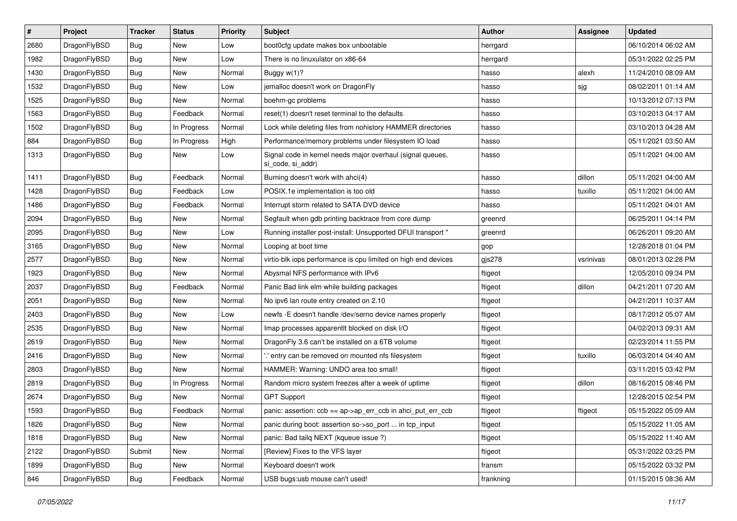| # | Project | Tracker | Status | Priority | Subject | Author | Assignee | Updated |
|---|---|---|---|---|---|---|---|---|
| 2680 | DragonFlyBSD | Bug | New | Low | boot0cfg update makes box unbootable | herrgard | | 06/10/2014 06:02 AM |
| 1982 | DragonFlyBSD | Bug | New | Low | There is no linuxulator on x86-64 | herrgard | | 05/31/2022 02:25 PM |
| 1430 | DragonFlyBSD | Bug | New | Normal | Buggy w(1)? | hasso | alexh | 11/24/2010 08:09 AM |
| 1532 | DragonFlyBSD | Bug | New | Low | jemalloc doesn't work on DragonFly | hasso | sjg | 08/02/2011 01:14 AM |
| 1525 | DragonFlyBSD | Bug | New | Normal | boehm-gc problems | hasso | | 10/13/2012 07:13 PM |
| 1563 | DragonFlyBSD | Bug | Feedback | Normal | reset(1) doesn't reset terminal to the defaults | hasso | | 03/10/2013 04:17 AM |
| 1502 | DragonFlyBSD | Bug | In Progress | Normal | Lock while deleting files from nohistory HAMMER directories | hasso | | 03/10/2013 04:28 AM |
| 884 | DragonFlyBSD | Bug | In Progress | High | Performance/memory problems under filesystem IO load | hasso | | 05/11/2021 03:50 AM |
| 1313 | DragonFlyBSD | Bug | New | Low | Signal code in kernel needs major overhaul (signal queues, si_code, si_addr) | hasso | | 05/11/2021 04:00 AM |
| 1411 | DragonFlyBSD | Bug | Feedback | Normal | Burning doesn't work with ahci(4) | hasso | dillon | 05/11/2021 04:00 AM |
| 1428 | DragonFlyBSD | Bug | Feedback | Low | POSIX.1e implementation is too old | hasso | tuxillo | 05/11/2021 04:00 AM |
| 1486 | DragonFlyBSD | Bug | Feedback | Normal | Interrupt storm related to SATA DVD device | hasso | | 05/11/2021 04:01 AM |
| 2094 | DragonFlyBSD | Bug | New | Normal | Segfault when gdb printing backtrace from core dump | greenrd | | 06/25/2011 04:14 PM |
| 2095 | DragonFlyBSD | Bug | New | Low | Running installer post-install: Unsupported DFUI transport " | greenrd | | 06/26/2011 09:20 AM |
| 3165 | DragonFlyBSD | Bug | New | Normal | Looping at boot time | gop | | 12/28/2018 01:04 PM |
| 2577 | DragonFlyBSD | Bug | New | Normal | virtio-blk iops performance is cpu limited on high end devices | gjs278 | vsrinivas | 08/01/2013 02:28 PM |
| 1923 | DragonFlyBSD | Bug | New | Normal | Abysmal NFS performance with IPv6 | ftigeot | | 12/05/2010 09:34 PM |
| 2037 | DragonFlyBSD | Bug | Feedback | Normal | Panic Bad link elm while building packages | ftigeot | dillon | 04/21/2011 07:20 AM |
| 2051 | DragonFlyBSD | Bug | New | Normal | No ipv6 lan route entry created on 2.10 | ftigeot | | 04/21/2011 10:37 AM |
| 2403 | DragonFlyBSD | Bug | New | Low | newfs -E doesn't handle /dev/serno device names properly | ftigeot | | 08/17/2012 05:07 AM |
| 2535 | DragonFlyBSD | Bug | New | Normal | Imap processes apparentlt blocked on disk I/O | ftigeot | | 04/02/2013 09:31 AM |
| 2619 | DragonFlyBSD | Bug | New | Normal | DragonFly 3.6 can't be installed on a 6TB volume | ftigeot | | 02/23/2014 11:55 PM |
| 2416 | DragonFlyBSD | Bug | New | Normal | '.' entry can be removed on mounted nfs filesystem | ftigeot | tuxillo | 06/03/2014 04:40 AM |
| 2803 | DragonFlyBSD | Bug | New | Normal | HAMMER: Warning: UNDO area too small! | ftigeot | | 03/11/2015 03:42 PM |
| 2819 | DragonFlyBSD | Bug | In Progress | Normal | Random micro system freezes after a week of uptime | ftigeot | dillon | 08/16/2015 08:46 PM |
| 2674 | DragonFlyBSD | Bug | New | Normal | GPT Support | ftigeot | | 12/28/2015 02:54 PM |
| 1593 | DragonFlyBSD | Bug | Feedback | Normal | panic: assertion: ccb == ap->ap_err_ccb in ahci_put_err_ccb | ftigeot | ftigeot | 05/15/2022 05:09 AM |
| 1826 | DragonFlyBSD | Bug | New | Normal | panic during boot: assertion so->so_port ... in tcp_input | ftigeot | | 05/15/2022 11:05 AM |
| 1818 | DragonFlyBSD | Bug | New | Normal | panic: Bad tailq NEXT (kqueue issue ?) | ftigeot | | 05/15/2022 11:40 AM |
| 2122 | DragonFlyBSD | Submit | New | Normal | [Review] Fixes to the VFS layer | ftigeot | | 05/31/2022 03:25 PM |
| 1899 | DragonFlyBSD | Bug | New | Normal | Keyboard doesn't work | fransm | | 05/15/2022 03:32 PM |
| 846 | DragonFlyBSD | Bug | Feedback | Normal | USB bugs:usb mouse can't used! | frankning | | 01/15/2015 08:36 AM |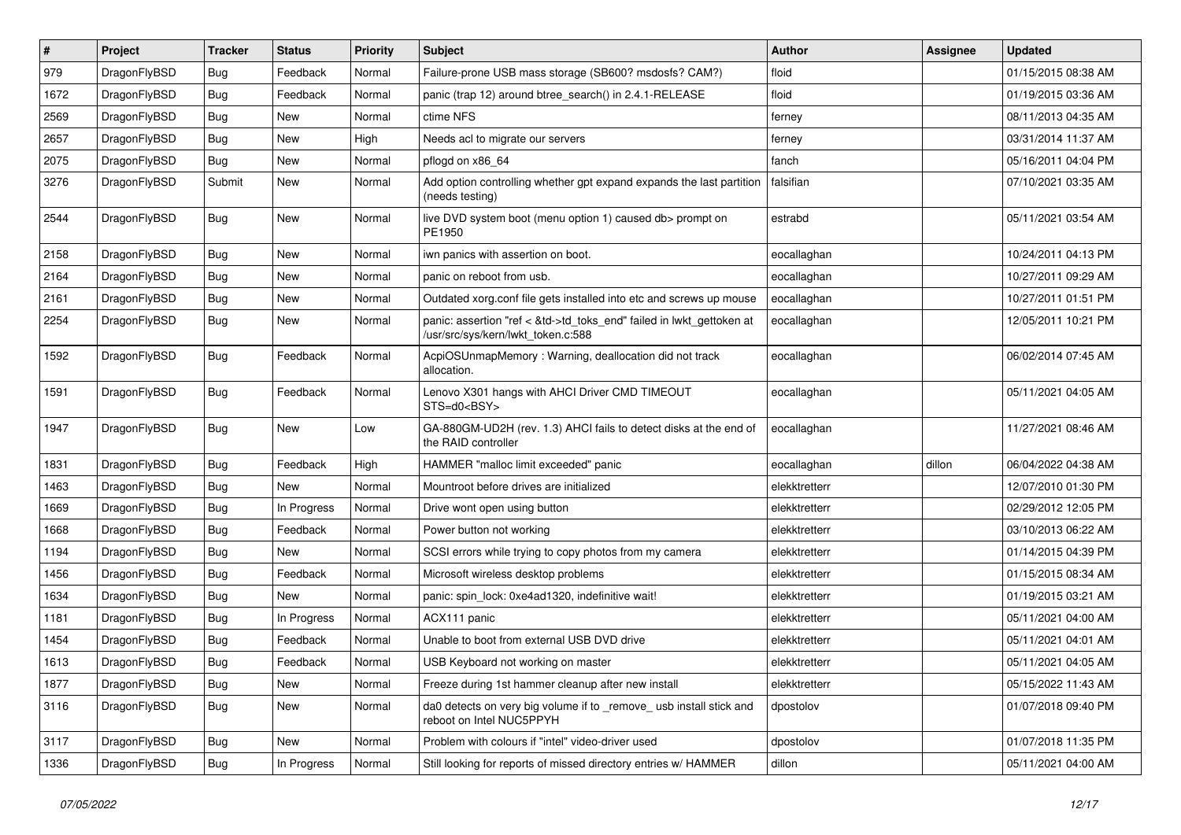| # | Project | Tracker | Status | Priority | Subject | Author | Assignee | Updated |
|---|---|---|---|---|---|---|---|---|
| 979 | DragonFlyBSD | Bug | Feedback | Normal | Failure-prone USB mass storage (SB600? msdosfs? CAM?) | floid | | 01/15/2015 08:38 AM |
| 1672 | DragonFlyBSD | Bug | Feedback | Normal | panic (trap 12) around btree_search() in 2.4.1-RELEASE | floid | | 01/19/2015 03:36 AM |
| 2569 | DragonFlyBSD | Bug | New | Normal | ctime NFS | ferney | | 08/11/2013 04:35 AM |
| 2657 | DragonFlyBSD | Bug | New | High | Needs acl to migrate our servers | ferney | | 03/31/2014 11:37 AM |
| 2075 | DragonFlyBSD | Bug | New | Normal | pflogd on x86_64 | fanch | | 05/16/2011 04:04 PM |
| 3276 | DragonFlyBSD | Submit | New | Normal | Add option controlling whether gpt expand expands the last partition (needs testing) | falsifian | | 07/10/2021 03:35 AM |
| 2544 | DragonFlyBSD | Bug | New | Normal | live DVD system boot (menu option 1) caused db> prompt on PE1950 | estrabd | | 05/11/2021 03:54 AM |
| 2158 | DragonFlyBSD | Bug | New | Normal | iwn panics with assertion on boot. | eocallaghan | | 10/24/2011 04:13 PM |
| 2164 | DragonFlyBSD | Bug | New | Normal | panic on reboot from usb. | eocallaghan | | 10/27/2011 09:29 AM |
| 2161 | DragonFlyBSD | Bug | New | Normal | Outdated xorg.conf file gets installed into etc and screws up mouse | eocallaghan | | 10/27/2011 01:51 PM |
| 2254 | DragonFlyBSD | Bug | New | Normal | panic: assertion "ref < &td->td_toks_end" failed in lwkt_gettoken at /usr/src/sys/kern/lwkt_token.c:588 | eocallaghan | | 12/05/2011 10:21 PM |
| 1592 | DragonFlyBSD | Bug | Feedback | Normal | AcpiOSUnmapMemory : Warning, deallocation did not track allocation. | eocallaghan | | 06/02/2014 07:45 AM |
| 1591 | DragonFlyBSD | Bug | Feedback | Normal | Lenovo X301 hangs with AHCI Driver CMD TIMEOUT STS=d0<BSY> | eocallaghan | | 05/11/2021 04:05 AM |
| 1947 | DragonFlyBSD | Bug | New | Low | GA-880GM-UD2H (rev. 1.3) AHCI fails to detect disks at the end of the RAID controller | eocallaghan | | 11/27/2021 08:46 AM |
| 1831 | DragonFlyBSD | Bug | Feedback | High | HAMMER "malloc limit exceeded" panic | eocallaghan | dillon | 06/04/2022 04:38 AM |
| 1463 | DragonFlyBSD | Bug | New | Normal | Mountroot before drives are initialized | elekktretterr | | 12/07/2010 01:30 PM |
| 1669 | DragonFlyBSD | Bug | In Progress | Normal | Drive wont open using button | elekktretterr | | 02/29/2012 12:05 PM |
| 1668 | DragonFlyBSD | Bug | Feedback | Normal | Power button not working | elekktretterr | | 03/10/2013 06:22 AM |
| 1194 | DragonFlyBSD | Bug | New | Normal | SCSI errors while trying to copy photos from my camera | elekktretterr | | 01/14/2015 04:39 PM |
| 1456 | DragonFlyBSD | Bug | Feedback | Normal | Microsoft wireless desktop problems | elekktretterr | | 01/15/2015 08:34 AM |
| 1634 | DragonFlyBSD | Bug | New | Normal | panic: spin_lock: 0xe4ad1320, indefinitive wait! | elekktretterr | | 01/19/2015 03:21 AM |
| 1181 | DragonFlyBSD | Bug | In Progress | Normal | ACX111 panic | elekktretterr | | 05/11/2021 04:00 AM |
| 1454 | DragonFlyBSD | Bug | Feedback | Normal | Unable to boot from external USB DVD drive | elekktretterr | | 05/11/2021 04:01 AM |
| 1613 | DragonFlyBSD | Bug | Feedback | Normal | USB Keyboard not working on master | elekktretterr | | 05/11/2021 04:05 AM |
| 1877 | DragonFlyBSD | Bug | New | Normal | Freeze during 1st hammer cleanup after new install | elekktretterr | | 05/15/2022 11:43 AM |
| 3116 | DragonFlyBSD | Bug | New | Normal | da0 detects on very big volume if to _remove_ usb install stick and reboot on Intel NUC5PPYH | dpostolov | | 01/07/2018 09:40 PM |
| 3117 | DragonFlyBSD | Bug | New | Normal | Problem with colours if "intel" video-driver used | dpostolov | | 01/07/2018 11:35 PM |
| 1336 | DragonFlyBSD | Bug | In Progress | Normal | Still looking for reports of missed directory entries w/ HAMMER | dillon | | 05/11/2021 04:00 AM |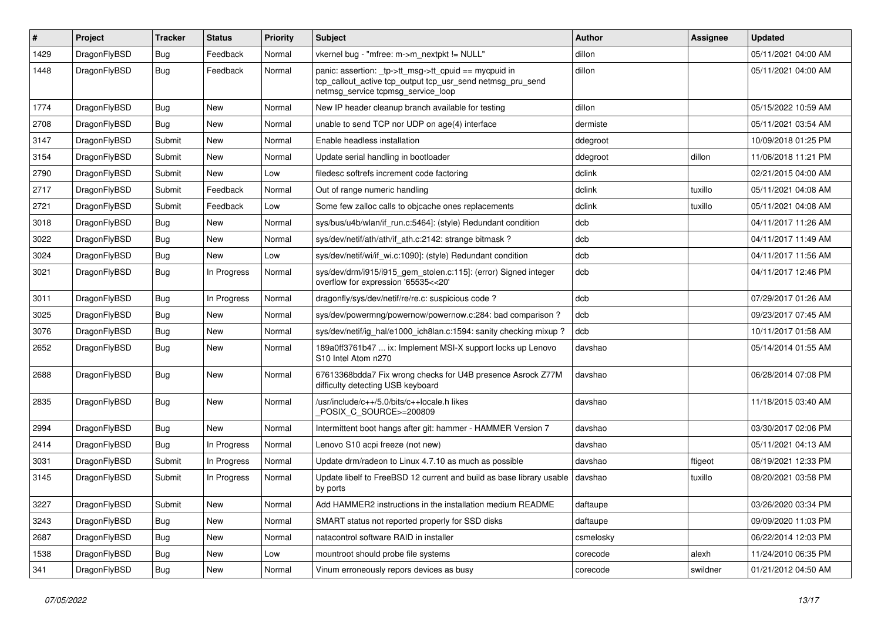| # | Project | Tracker | Status | Priority | Subject | Author | Assignee | Updated |
|---|---|---|---|---|---|---|---|---|
| 1429 | DragonFlyBSD | Bug | Feedback | Normal | vkernel bug - "mfree: m->m_nextpkt != NULL" | dillon | | 05/11/2021 04:00 AM |
| 1448 | DragonFlyBSD | Bug | Feedback | Normal | panic: assertion: _tp->tt_msg->tt_cpuid == mycpuid in tcp_callout_active tcp_output tcp_usr_send netmsg_pru_send netmsg_service tcpmsg_service_loop | dillon | | 05/11/2021 04:00 AM |
| 1774 | DragonFlyBSD | Bug | New | Normal | New IP header cleanup branch available for testing | dillon | | 05/15/2022 10:59 AM |
| 2708 | DragonFlyBSD | Bug | New | Normal | unable to send TCP nor UDP on age(4) interface | dermiste | | 05/11/2021 03:54 AM |
| 3147 | DragonFlyBSD | Submit | New | Normal | Enable headless installation | ddegroot | | 10/09/2018 01:25 PM |
| 3154 | DragonFlyBSD | Submit | New | Normal | Update serial handling in bootloader | ddegroot | dillon | 11/06/2018 11:21 PM |
| 2790 | DragonFlyBSD | Submit | New | Low | filedesc softrefs increment code factoring | dclink | | 02/21/2015 04:00 AM |
| 2717 | DragonFlyBSD | Submit | Feedback | Normal | Out of range numeric handling | dclink | tuxillo | 05/11/2021 04:08 AM |
| 2721 | DragonFlyBSD | Submit | Feedback | Low | Some few zalloc calls to objcache ones replacements | dclink | tuxillo | 05/11/2021 04:08 AM |
| 3018 | DragonFlyBSD | Bug | New | Normal | sys/bus/u4b/wlan/if_run.c:5464]: (style) Redundant condition | dcb | | 04/11/2017 11:26 AM |
| 3022 | DragonFlyBSD | Bug | New | Normal | sys/dev/netif/ath/ath/if_ath.c:2142: strange bitmask ? | dcb | | 04/11/2017 11:49 AM |
| 3024 | DragonFlyBSD | Bug | New | Low | sys/dev/netif/wi/if_wi.c:1090]: (style) Redundant condition | dcb | | 04/11/2017 11:56 AM |
| 3021 | DragonFlyBSD | Bug | In Progress | Normal | sys/dev/drm/i915/i915_gem_stolen.c:115]: (error) Signed integer overflow for expression '65535<<20' | dcb | | 04/11/2017 12:46 PM |
| 3011 | DragonFlyBSD | Bug | In Progress | Normal | dragonfly/sys/dev/netif/re/re.c: suspicious code ? | dcb | | 07/29/2017 01:26 AM |
| 3025 | DragonFlyBSD | Bug | New | Normal | sys/dev/powermng/powernow/powernow.c:284: bad comparison ? | dcb | | 09/23/2017 07:45 AM |
| 3076 | DragonFlyBSD | Bug | New | Normal | sys/dev/netif/ig_hal/e1000_ich8lan.c:1594: sanity checking mixup ? | dcb | | 10/11/2017 01:58 AM |
| 2652 | DragonFlyBSD | Bug | New | Normal | 189a0ff3761b47 ... ix: Implement MSI-X support locks up Lenovo S10 Intel Atom n270 | davshao | | 05/14/2014 01:55 AM |
| 2688 | DragonFlyBSD | Bug | New | Normal | 67613368bdda7 Fix wrong checks for U4B presence Asrock Z77M difficulty detecting USB keyboard | davshao | | 06/28/2014 07:08 PM |
| 2835 | DragonFlyBSD | Bug | New | Normal | /usr/include/c++/5.0/bits/c++locale.h likes _POSIX_C_SOURCE>=200809 | davshao | | 11/18/2015 03:40 AM |
| 2994 | DragonFlyBSD | Bug | New | Normal | Intermittent boot hangs after git: hammer - HAMMER Version 7 | davshao | | 03/30/2017 02:06 PM |
| 2414 | DragonFlyBSD | Bug | In Progress | Normal | Lenovo S10 acpi freeze (not new) | davshao | | 05/11/2021 04:13 AM |
| 3031 | DragonFlyBSD | Submit | In Progress | Normal | Update drm/radeon to Linux 4.7.10 as much as possible | davshao | ftigeot | 08/19/2021 12:33 PM |
| 3145 | DragonFlyBSD | Submit | In Progress | Normal | Update libelf to FreeBSD 12 current and build as base library usable by ports | davshao | tuxillo | 08/20/2021 03:58 PM |
| 3227 | DragonFlyBSD | Submit | New | Normal | Add HAMMER2 instructions in the installation medium README | daftaupe | | 03/26/2020 03:34 PM |
| 3243 | DragonFlyBSD | Bug | New | Normal | SMART status not reported properly for SSD disks | daftaupe | | 09/09/2020 11:03 PM |
| 2687 | DragonFlyBSD | Bug | New | Normal | natacontrol software RAID in installer | csmelosky | | 06/22/2014 12:03 PM |
| 1538 | DragonFlyBSD | Bug | New | Low | mountroot should probe file systems | corecode | alexh | 11/24/2010 06:35 PM |
| 341 | DragonFlyBSD | Bug | New | Normal | Vinum erroneously repors devices as busy | corecode | swildner | 01/21/2012 04:50 AM |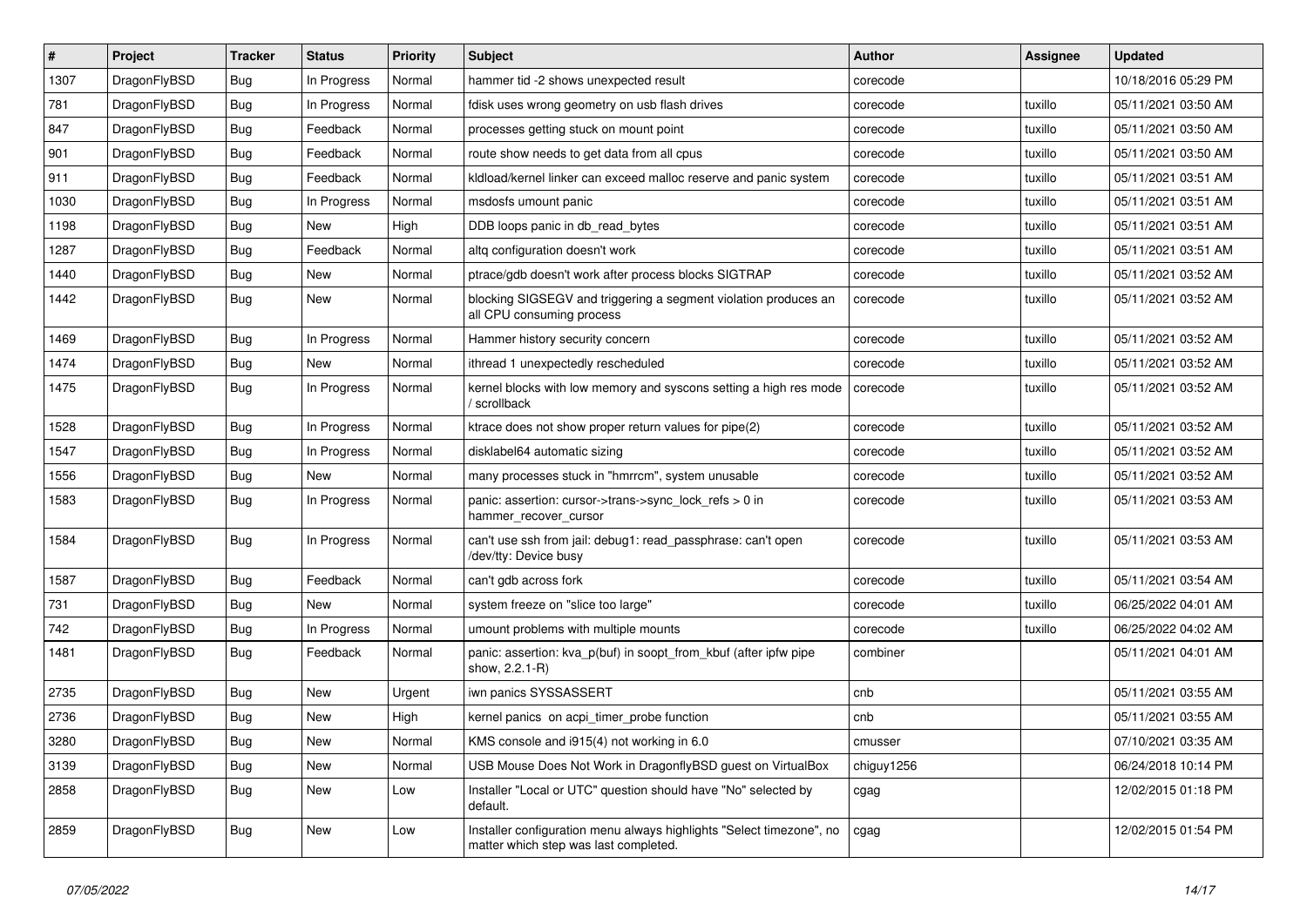| # | Project | Tracker | Status | Priority | Subject | Author | Assignee | Updated |
|---|---|---|---|---|---|---|---|---|
| 1307 | DragonFlyBSD | Bug | In Progress | Normal | hammer tid -2 shows unexpected result | corecode | | 10/18/2016 05:29 PM |
| 781 | DragonFlyBSD | Bug | In Progress | Normal | fdisk uses wrong geometry on usb flash drives | corecode | tuxillo | 05/11/2021 03:50 AM |
| 847 | DragonFlyBSD | Bug | Feedback | Normal | processes getting stuck on mount point | corecode | tuxillo | 05/11/2021 03:50 AM |
| 901 | DragonFlyBSD | Bug | Feedback | Normal | route show needs to get data from all cpus | corecode | tuxillo | 05/11/2021 03:50 AM |
| 911 | DragonFlyBSD | Bug | Feedback | Normal | kldload/kernel linker can exceed malloc reserve and panic system | corecode | tuxillo | 05/11/2021 03:51 AM |
| 1030 | DragonFlyBSD | Bug | In Progress | Normal | msdosfs umount panic | corecode | tuxillo | 05/11/2021 03:51 AM |
| 1198 | DragonFlyBSD | Bug | New | High | DDB loops panic in db_read_bytes | corecode | tuxillo | 05/11/2021 03:51 AM |
| 1287 | DragonFlyBSD | Bug | Feedback | Normal | altq configuration doesn't work | corecode | tuxillo | 05/11/2021 03:51 AM |
| 1440 | DragonFlyBSD | Bug | New | Normal | ptrace/gdb doesn't work after process blocks SIGTRAP | corecode | tuxillo | 05/11/2021 03:52 AM |
| 1442 | DragonFlyBSD | Bug | New | Normal | blocking SIGSEGV and triggering a segment violation produces an all CPU consuming process | corecode | tuxillo | 05/11/2021 03:52 AM |
| 1469 | DragonFlyBSD | Bug | In Progress | Normal | Hammer history security concern | corecode | tuxillo | 05/11/2021 03:52 AM |
| 1474 | DragonFlyBSD | Bug | New | Normal | ithread 1 unexpectedly rescheduled | corecode | tuxillo | 05/11/2021 03:52 AM |
| 1475 | DragonFlyBSD | Bug | In Progress | Normal | kernel blocks with low memory and syscons setting a high res mode / scrollback | corecode | tuxillo | 05/11/2021 03:52 AM |
| 1528 | DragonFlyBSD | Bug | In Progress | Normal | ktrace does not show proper return values for pipe(2) | corecode | tuxillo | 05/11/2021 03:52 AM |
| 1547 | DragonFlyBSD | Bug | In Progress | Normal | disklabel64 automatic sizing | corecode | tuxillo | 05/11/2021 03:52 AM |
| 1556 | DragonFlyBSD | Bug | New | Normal | many processes stuck in "hmrrcm", system unusable | corecode | tuxillo | 05/11/2021 03:52 AM |
| 1583 | DragonFlyBSD | Bug | In Progress | Normal | panic: assertion: cursor->trans->sync_lock_refs > 0 in hammer_recover_cursor | corecode | tuxillo | 05/11/2021 03:53 AM |
| 1584 | DragonFlyBSD | Bug | In Progress | Normal | can't use ssh from jail: debug1: read_passphrase: can't open /dev/tty: Device busy | corecode | tuxillo | 05/11/2021 03:53 AM |
| 1587 | DragonFlyBSD | Bug | Feedback | Normal | can't gdb across fork | corecode | tuxillo | 05/11/2021 03:54 AM |
| 731 | DragonFlyBSD | Bug | New | Normal | system freeze on "slice too large" | corecode | tuxillo | 06/25/2022 04:01 AM |
| 742 | DragonFlyBSD | Bug | In Progress | Normal | umount problems with multiple mounts | corecode | tuxillo | 06/25/2022 04:02 AM |
| 1481 | DragonFlyBSD | Bug | Feedback | Normal | panic: assertion: kva_p(buf) in soopt_from_kbuf (after ipfw pipe show, 2.2.1-R) | combiner | | 05/11/2021 04:01 AM |
| 2735 | DragonFlyBSD | Bug | New | Urgent | iwn panics SYSSASSERT | cnb | | 05/11/2021 03:55 AM |
| 2736 | DragonFlyBSD | Bug | New | High | kernel panics on acpi_timer_probe function | cnb | | 05/11/2021 03:55 AM |
| 3280 | DragonFlyBSD | Bug | New | Normal | KMS console and i915(4) not working in 6.0 | cmusser | | 07/10/2021 03:35 AM |
| 3139 | DragonFlyBSD | Bug | New | Normal | USB Mouse Does Not Work in DragonflyBSD guest on VirtualBox | chiguy1256 | | 06/24/2018 10:14 PM |
| 2858 | DragonFlyBSD | Bug | New | Low | Installer "Local or UTC" question should have "No" selected by default. | cgag | | 12/02/2015 01:18 PM |
| 2859 | DragonFlyBSD | Bug | New | Low | Installer configuration menu always highlights "Select timezone", no matter which step was last completed. | cgag | | 12/02/2015 01:54 PM |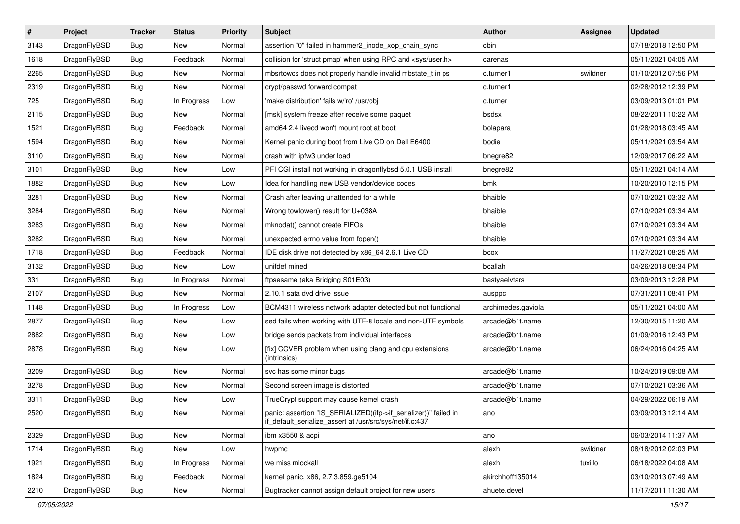| # | Project | Tracker | Status | Priority | Subject | Author | Assignee | Updated |
|---|---|---|---|---|---|---|---|---|
| 3143 | DragonFlyBSD | Bug | New | Normal | assertion "0" failed in hammer2_inode_xop_chain_sync | cbin | | 07/18/2018 12:50 PM |
| 1618 | DragonFlyBSD | Bug | Feedback | Normal | collision for 'struct pmap' when using RPC and <sys/user.h> | carenas | | 05/11/2021 04:05 AM |
| 2265 | DragonFlyBSD | Bug | New | Normal | mbsrtowcs does not properly handle invalid mbstate_t in ps | c.turner1 | swildner | 01/10/2012 07:56 PM |
| 2319 | DragonFlyBSD | Bug | New | Normal | crypt/passwd forward compat | c.turner1 | | 02/28/2012 12:39 PM |
| 725 | DragonFlyBSD | Bug | In Progress | Low | 'make distribution' fails w/'ro' /usr/obj | c.turner | | 03/09/2013 01:01 PM |
| 2115 | DragonFlyBSD | Bug | New | Normal | [msk] system freeze after receive some paquet | bsdsx | | 08/22/2011 10:22 AM |
| 1521 | DragonFlyBSD | Bug | Feedback | Normal | amd64 2.4 livecd won't mount root at boot | bolapara | | 01/28/2018 03:45 AM |
| 1594 | DragonFlyBSD | Bug | New | Normal | Kernel panic during boot from Live CD on Dell E6400 | bodie | | 05/11/2021 03:54 AM |
| 3110 | DragonFlyBSD | Bug | New | Normal | crash with ipfw3 under load | bnegre82 | | 12/09/2017 06:22 AM |
| 3101 | DragonFlyBSD | Bug | New | Low | PFI CGI install not working in dragonflybsd 5.0.1 USB install | bnegre82 | | 05/11/2021 04:14 AM |
| 1882 | DragonFlyBSD | Bug | New | Low | Idea for handling new USB vendor/device codes | bmk | | 10/20/2010 12:15 PM |
| 3281 | DragonFlyBSD | Bug | New | Normal | Crash after leaving unattended for a while | bhaible | | 07/10/2021 03:32 AM |
| 3284 | DragonFlyBSD | Bug | New | Normal | Wrong towlower() result for U+038A | bhaible | | 07/10/2021 03:34 AM |
| 3283 | DragonFlyBSD | Bug | New | Normal | mknodat() cannot create FIFOs | bhaible | | 07/10/2021 03:34 AM |
| 3282 | DragonFlyBSD | Bug | New | Normal | unexpected errno value from fopen() | bhaible | | 07/10/2021 03:34 AM |
| 1718 | DragonFlyBSD | Bug | Feedback | Normal | IDE disk drive not detected by x86_64 2.6.1 Live CD | bcox | | 11/27/2021 08:25 AM |
| 3132 | DragonFlyBSD | Bug | New | Low | unifdef mined | bcallah | | 04/26/2018 08:34 PM |
| 331 | DragonFlyBSD | Bug | In Progress | Normal | ftpsesame (aka Bridging S01E03) | bastyaelvtars | | 03/09/2013 12:28 PM |
| 2107 | DragonFlyBSD | Bug | New | Normal | 2.10.1 sata dvd drive issue | ausppc | | 07/31/2011 08:41 PM |
| 1148 | DragonFlyBSD | Bug | In Progress | Low | BCM4311 wireless network adapter detected but not functional | archimedes.gaviola | | 05/11/2021 04:00 AM |
| 2877 | DragonFlyBSD | Bug | New | Low | sed fails when working with UTF-8 locale and non-UTF symbols | arcade@b1t.name | | 12/30/2015 11:20 AM |
| 2882 | DragonFlyBSD | Bug | New | Low | bridge sends packets from individual interfaces | arcade@b1t.name | | 01/09/2016 12:43 PM |
| 2878 | DragonFlyBSD | Bug | New | Low | [fix] CCVER problem when using clang and cpu extensions (intrinsics) | arcade@b1t.name | | 06/24/2016 04:25 AM |
| 3209 | DragonFlyBSD | Bug | New | Normal | svc has some minor bugs | arcade@b1t.name | | 10/24/2019 09:08 AM |
| 3278 | DragonFlyBSD | Bug | New | Normal | Second screen image is distorted | arcade@b1t.name | | 07/10/2021 03:36 AM |
| 3311 | DragonFlyBSD | Bug | New | Low | TrueCrypt support may cause kernel crash | arcade@b1t.name | | 04/29/2022 06:19 AM |
| 2520 | DragonFlyBSD | Bug | New | Normal | panic: assertion "IS_SERIALIZED((ifp->if_serializer))" failed in if_default_serialize_assert at /usr/src/sys/net/if.c:437 | ano | | 03/09/2013 12:14 AM |
| 2329 | DragonFlyBSD | Bug | New | Normal | ibm x3550 & acpi | ano | | 06/03/2014 11:37 AM |
| 1714 | DragonFlyBSD | Bug | New | Low | hwpmc | alexh | swildner | 08/18/2012 02:03 PM |
| 1921 | DragonFlyBSD | Bug | In Progress | Normal | we miss mlockall | alexh | tuxillo | 06/18/2022 04:08 AM |
| 1824 | DragonFlyBSD | Bug | Feedback | Normal | kernel panic, x86, 2.7.3.859.ge5104 | akirchhoff135014 | | 03/10/2013 07:49 AM |
| 2210 | DragonFlyBSD | Bug | New | Normal | Bugtracker cannot assign default project for new users | ahuete.devel | | 11/17/2011 11:30 AM |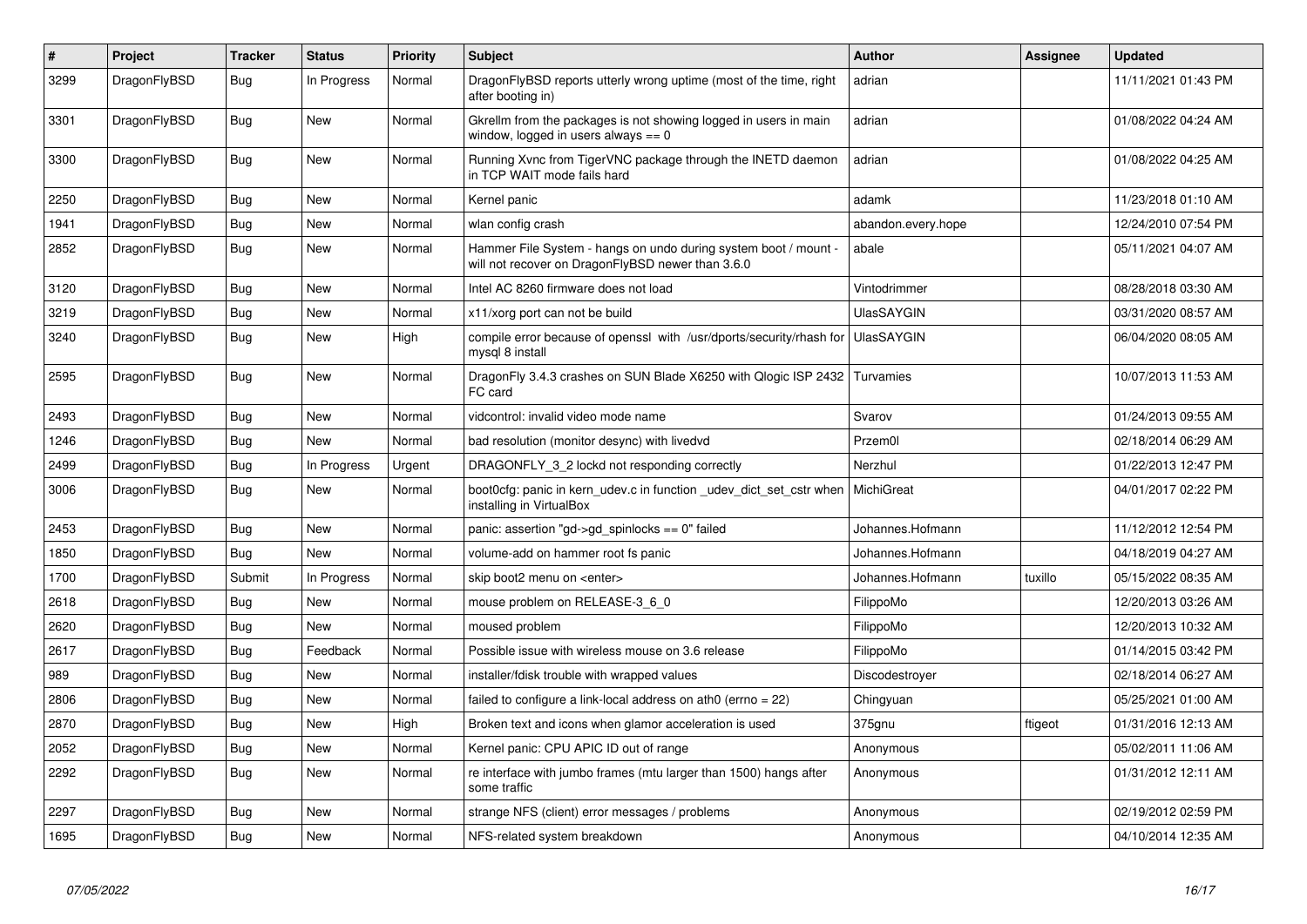| # | Project | Tracker | Status | Priority | Subject | Author | Assignee | Updated |
|---|---|---|---|---|---|---|---|---|
| 3299 | DragonFlyBSD | Bug | In Progress | Normal | DragonFlyBSD reports utterly wrong uptime (most of the time, right after booting in) | adrian | | 11/11/2021 01:43 PM |
| 3301 | DragonFlyBSD | Bug | New | Normal | Gkrellm from the packages is not showing logged in users in main window, logged in users always == 0 | adrian | | 01/08/2022 04:24 AM |
| 3300 | DragonFlyBSD | Bug | New | Normal | Running Xvnc from TigerVNC package through the INETD daemon in TCP WAIT mode fails hard | adrian | | 01/08/2022 04:25 AM |
| 2250 | DragonFlyBSD | Bug | New | Normal | Kernel panic | adamk | | 11/23/2018 01:10 AM |
| 1941 | DragonFlyBSD | Bug | New | Normal | wlan config crash | abandon.every.hope | | 12/24/2010 07:54 PM |
| 2852 | DragonFlyBSD | Bug | New | Normal | Hammer File System - hangs on undo during system boot / mount - will not recover on DragonFlyBSD newer than 3.6.0 | abale | | 05/11/2021 04:07 AM |
| 3120 | DragonFlyBSD | Bug | New | Normal | Intel AC 8260 firmware does not load | Vintodrimmer | | 08/28/2018 03:30 AM |
| 3219 | DragonFlyBSD | Bug | New | Normal | x11/xorg port can not be build | UlasSAYGIN | | 03/31/2020 08:57 AM |
| 3240 | DragonFlyBSD | Bug | New | High | compile error because of openssl with /usr/dports/security/rhash for mysql 8 install | UlasSAYGIN | | 06/04/2020 08:05 AM |
| 2595 | DragonFlyBSD | Bug | New | Normal | DragonFly 3.4.3 crashes on SUN Blade X6250 with Qlogic ISP 2432 FC card | Turvamies | | 10/07/2013 11:53 AM |
| 2493 | DragonFlyBSD | Bug | New | Normal | vidcontrol: invalid video mode name | Svarov | | 01/24/2013 09:55 AM |
| 1246 | DragonFlyBSD | Bug | New | Normal | bad resolution (monitor desync) with livedvd | Przem0l | | 02/18/2014 06:29 AM |
| 2499 | DragonFlyBSD | Bug | In Progress | Urgent | DRAGONFLY_3_2 lockd not responding correctly | Nerzhul | | 01/22/2013 12:47 PM |
| 3006 | DragonFlyBSD | Bug | New | Normal | boot0cfg: panic in kern_udev.c in function _udev_dict_set_cstr when installing in VirtualBox | MichiGreat | | 04/01/2017 02:22 PM |
| 2453 | DragonFlyBSD | Bug | New | Normal | panic: assertion "gd->gd_spinlocks == 0" failed | Johannes.Hofmann | | 11/12/2012 12:54 PM |
| 1850 | DragonFlyBSD | Bug | New | Normal | volume-add on hammer root fs panic | Johannes.Hofmann | | 04/18/2019 04:27 AM |
| 1700 | DragonFlyBSD | Submit | In Progress | Normal | skip boot2 menu on <enter> | Johannes.Hofmann | tuxillo | 05/15/2022 08:35 AM |
| 2618 | DragonFlyBSD | Bug | New | Normal | mouse problem on RELEASE-3_6_0 | FilippoMo | | 12/20/2013 03:26 AM |
| 2620 | DragonFlyBSD | Bug | New | Normal | moused problem | FilippoMo | | 12/20/2013 10:32 AM |
| 2617 | DragonFlyBSD | Bug | Feedback | Normal | Possible issue with wireless mouse on 3.6 release | FilippoMo | | 01/14/2015 03:42 PM |
| 989 | DragonFlyBSD | Bug | New | Normal | installer/fdisk trouble with wrapped values | Discodestroyer | | 02/18/2014 06:27 AM |
| 2806 | DragonFlyBSD | Bug | New | Normal | failed to configure a link-local address on ath0 (errno = 22) | Chingyuan | | 05/25/2021 01:00 AM |
| 2870 | DragonFlyBSD | Bug | New | High | Broken text and icons when glamor acceleration is used | 375gnu | ftigeot | 01/31/2016 12:13 AM |
| 2052 | DragonFlyBSD | Bug | New | Normal | Kernel panic: CPU APIC ID out of range | Anonymous | | 05/02/2011 11:06 AM |
| 2292 | DragonFlyBSD | Bug | New | Normal | re interface with jumbo frames (mtu larger than 1500) hangs after some traffic | Anonymous | | 01/31/2012 12:11 AM |
| 2297 | DragonFlyBSD | Bug | New | Normal | strange NFS (client) error messages / problems | Anonymous | | 02/19/2012 02:59 PM |
| 1695 | DragonFlyBSD | Bug | New | Normal | NFS-related system breakdown | Anonymous | | 04/10/2014 12:35 AM |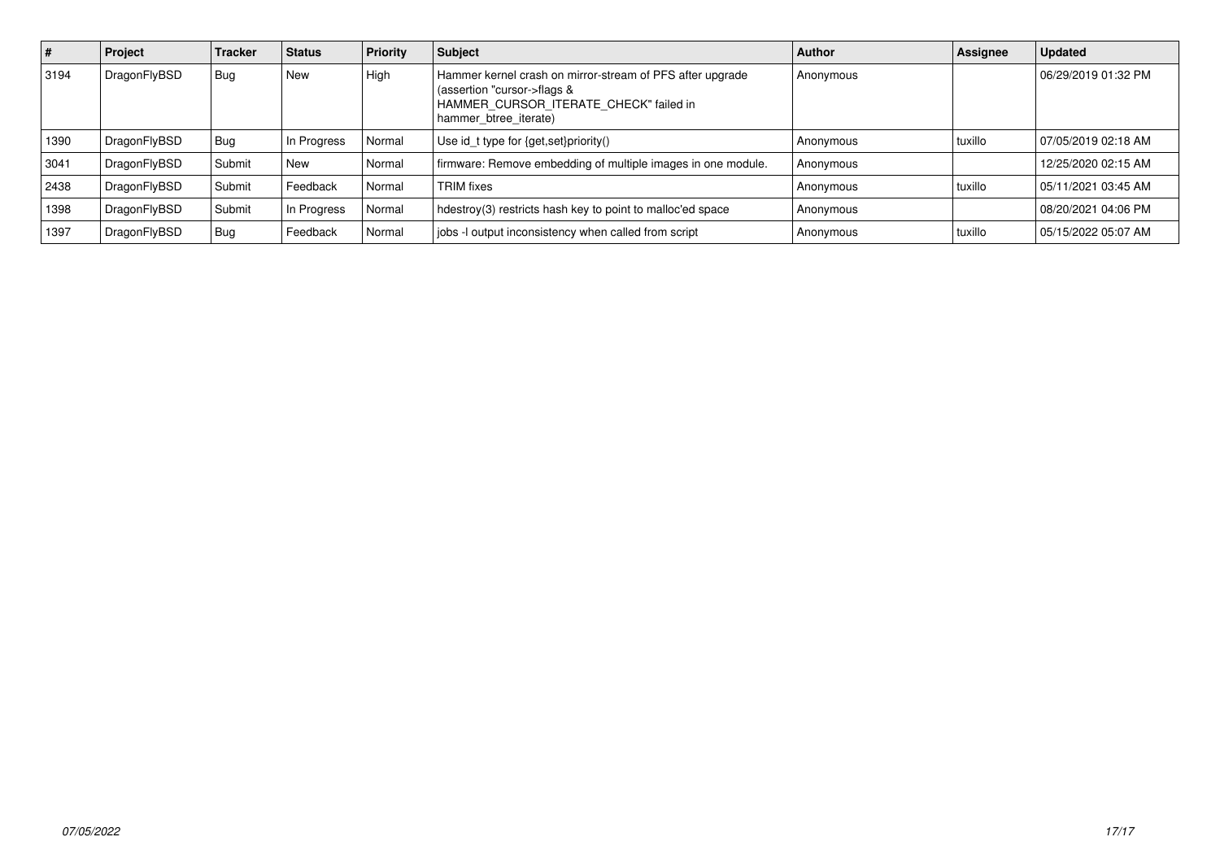| # | Project | Tracker | Status | Priority | Subject | Author | Assignee | Updated |
|---|---|---|---|---|---|---|---|---|
| 3194 | DragonFlyBSD | Bug | New | High | Hammer kernel crash on mirror-stream of PFS after upgrade (assertion "cursor->flags & HAMMER_CURSOR_ITERATE_CHECK" failed in hammer_btree_iterate) | Anonymous | | 06/29/2019 01:32 PM |
| 1390 | DragonFlyBSD | Bug | In Progress | Normal | Use id_t type for {get,set}priority() | Anonymous | tuxillo | 07/05/2019 02:18 AM |
| 3041 | DragonFlyBSD | Submit | New | Normal | firmware: Remove embedding of multiple images in one module. | Anonymous | | 12/25/2020 02:15 AM |
| 2438 | DragonFlyBSD | Submit | Feedback | Normal | TRIM fixes | Anonymous | tuxillo | 05/11/2021 03:45 AM |
| 1398 | DragonFlyBSD | Submit | In Progress | Normal | hdestroy(3) restricts hash key to point to malloc'ed space | Anonymous | | 08/20/2021 04:06 PM |
| 1397 | DragonFlyBSD | Bug | Feedback | Normal | jobs -l output inconsistency when called from script | Anonymous | tuxillo | 05/15/2022 05:07 AM |